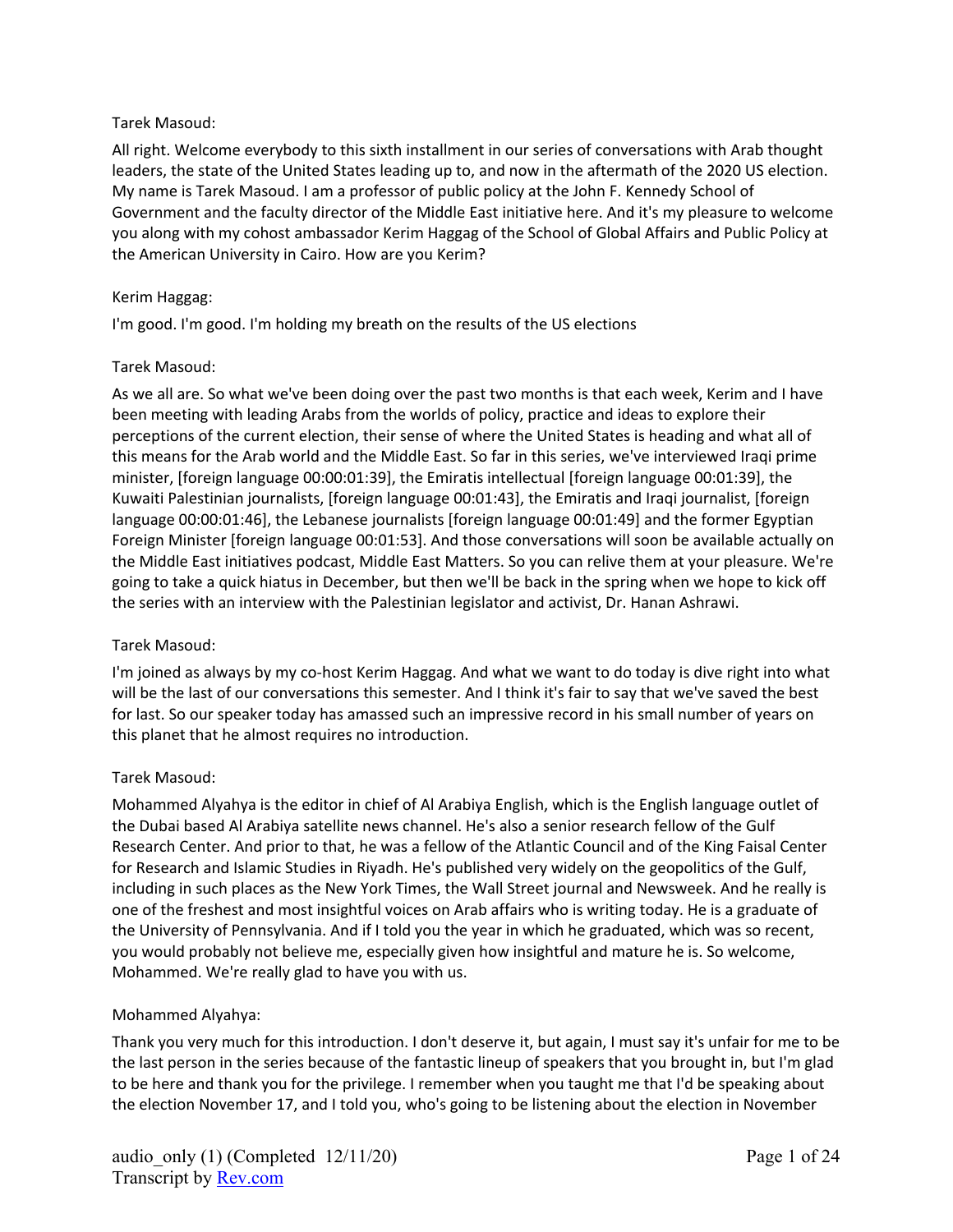Tarek Masoud:

All right. Welcome everybody to this sixth installment in our series of conversations with Arab thought leaders, the state of the United States leading up to, and now in the aftermath of the 2020 US election. My name is Tarek Masoud. I am a professor of public policy at the John F. Kennedy School of Government and the faculty director of the Middle East initiative here. And it's my pleasure to welcome you along with my cohost ambassador Kerim Haggag of the School of Global Affairs and Public Policy at the American University in Cairo. How are you Kerim?

Kerim Haggag:

I'm good. I'm good. I'm holding my breath on the results of the US elections

Tarek Masoud:

As we all are. So what we've been doing over the past two months is that each week, Kerim and I have been meeting with leading Arabs from the worlds of policy, practice and ideas to explore their perceptions of the current election, their sense of where the United States is heading and what all of this means for the Arab world and the Middle East. So far in this series, we've interviewed Iraqi prime minister, [foreign language 00:00:01:39], the Emiratis intellectual [foreign language 00:01:39], the Kuwaiti Palestinian journalists, [foreign language 00:01:43], the Emiratis and Iraqi journalist, [foreign language 00:00:01:46], the Lebanese journalists [foreign language 00:01:49] and the former Egyptian Foreign Minister [foreign language 00:01:53]. And those conversations will soon be available actually on the Middle East initiatives podcast, Middle East Matters. So you can relive them at your pleasure. We're going to take a quick hiatus in December, but then we'll be back in the spring when we hope to kick off the series with an interview with the Palestinian legislator and activist, Dr. Hanan Ashrawi.

Tarek Masoud:

I'm joined as always by my co-host Kerim Haggag. And what we want to do today is dive right into what will be the last of our conversations this semester. And I think it's fair to say that we've saved the best for last. So our speaker today has amassed such an impressive record in his small number of years on this planet that he almost requires no introduction.

Tarek Masoud:

Mohammed Alyahya is the editor in chief of Al Arabiya English, which is the English language outlet of the Dubai based Al Arabiya satellite news channel. He's also a senior research fellow of the Gulf Research Center. And prior to that, he was a fellow of the Atlantic Council and of the King Faisal Center for Research and Islamic Studies in Riyadh. He's published very widely on the geopolitics of the Gulf, including in such places as the New York Times, the Wall Street journal and Newsweek. And he really is one of the freshest and most insightful voices on Arab affairs who is writing today. He is a graduate of the University of Pennsylvania. And if I told you the year in which he graduated, which was so recent, you would probably not believe me, especially given how insightful and mature he is. So welcome, Mohammed. We're really glad to have you with us.

Mohammed Alyahya:

Thank you very much for this introduction. I don't deserve it, but again, I must say it's unfair for me to be the last person in the series because of the fantastic lineup of speakers that you brought in, but I'm glad to be here and thank you for the privilege. I remember when you taught me that I'd be speaking about the election November 17, and I told you, who's going to be listening about the election in November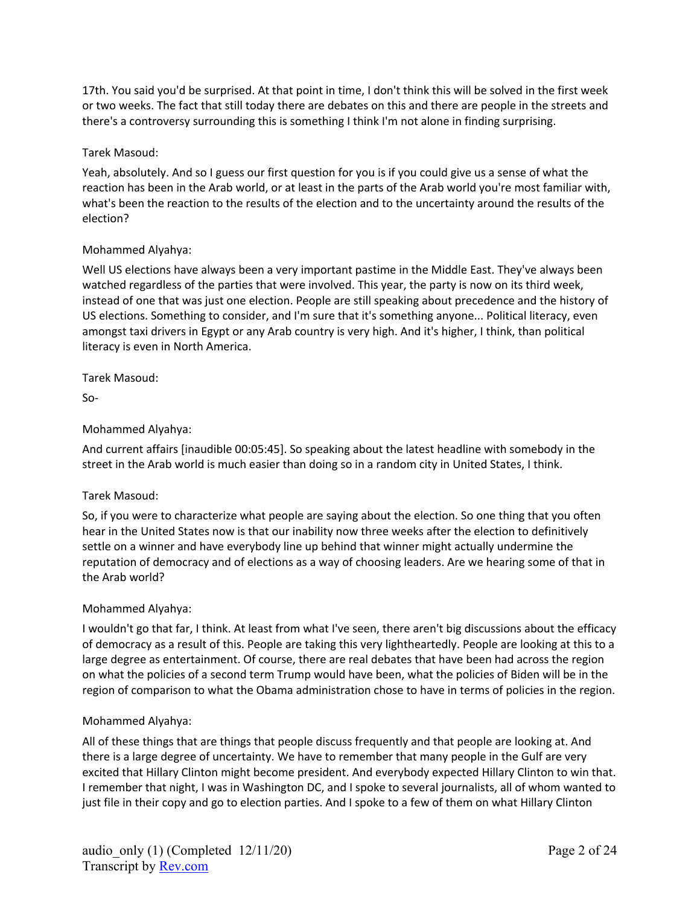17th. You said you'd be surprised. At that point in time, I don't think this will be solved in the first week or two weeks. The fact that still today there are debates on this and there are people in the streets and there's a controversy surrounding this is something I think I'm not alone in finding surprising.

Tarek Masoud:

Yeah, absolutely. And so I guess our first question for you is if you could give us a sense of what the reaction has been in the Arab world, or at least in the parts of the Arab world you're most familiar with, what's been the reaction to the results of the election and to the uncertainty around the results of the election?

Mohammed Alyahya:

Well US elections have always been a very important pastime in the Middle East. They've always been watched regardless of the parties that were involved. This year, the party is now on its third week, instead of one that was just one election. People are still speaking about precedence and the history of US elections. Something to consider, and I'm sure that it's something anyone... Political literacy, even amongst taxi drivers in Egypt or any Arab country is very high. And it's higher, I think, than political literacy is even in North America.

Tarek Masoud:

So-

Mohammed Alyahya:

And current affairs [inaudible 00:05:45]. So speaking about the latest headline with somebody in the street in the Arab world is much easier than doing so in a random city in United States, I think.

Tarek Masoud:

So, if you were to characterize what people are saying about the election. So one thing that you often hear in the United States now is that our inability now three weeks after the election to definitively settle on a winner and have everybody line up behind that winner might actually undermine the reputation of democracy and of elections as a way of choosing leaders. Are we hearing some of that in the Arab world?

Mohammed Alyahya:

I wouldn't go that far, I think. At least from what I've seen, there aren't big discussions about the efficacy of democracy as a result of this. People are taking this very lightheartedly. People are looking at this to a large degree as entertainment. Of course, there are real debates that have been had across the region on what the policies of a second term Trump would have been, what the policies of Biden will be in the region of comparison to what the Obama administration chose to have in terms of policies in the region.

Mohammed Alyahya:

All of these things that are things that people discuss frequently and that people are looking at. And there is a large degree of uncertainty. We have to remember that many people in the Gulf are very excited that Hillary Clinton might become president. And everybody expected Hillary Clinton to win that. I remember that night, I was in Washington DC, and I spoke to several journalists, all of whom wanted to just file in their copy and go to election parties. And I spoke to a few of them on what Hillary Clinton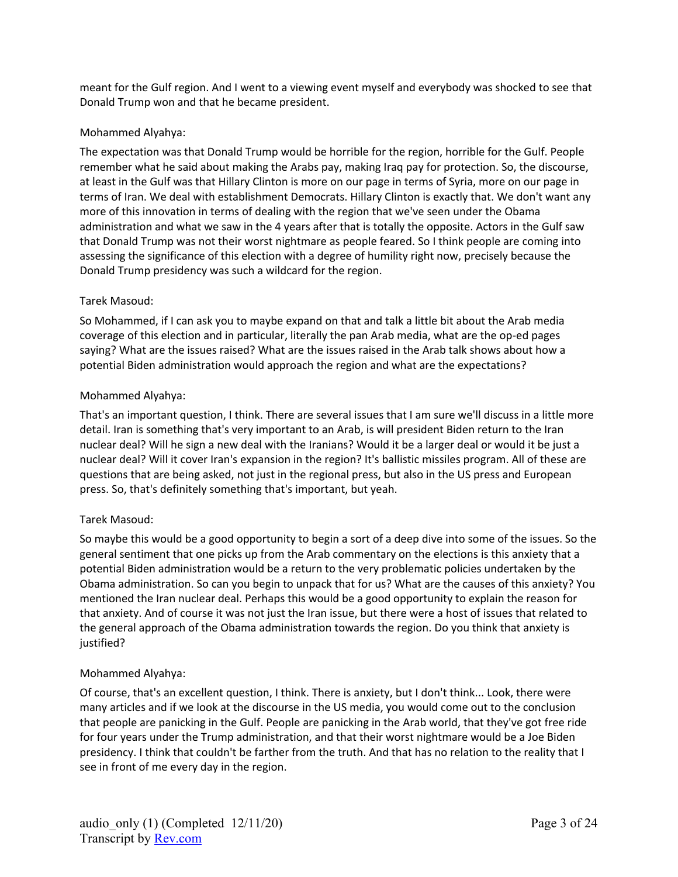meant for the Gulf region. And I went to a viewing event myself and everybody was shocked to see that Donald Trump won and that he became president.

Mohammed Alyahya:

The expectation was that Donald Trump would be horrible for the region, horrible for the Gulf. People remember what he said about making the Arabs pay, making Iraq pay for protection. So, the discourse, at least in the Gulf was that Hillary Clinton is more on our page in terms of Syria, more on our page in terms of Iran. We deal with establishment Democrats. Hillary Clinton is exactly that. We don't want any more of this innovation in terms of dealing with the region that we've seen under the Obama administration and what we saw in the 4 years after that is totally the opposite. Actors in the Gulf saw that Donald Trump was not their worst nightmare as people feared. So I think people are coming into assessing the significance of this election with a degree of humility right now, precisely because the Donald Trump presidency was such a wildcard for the region.

Tarek Masoud:

So Mohammed, if I can ask you to maybe expand on that and talk a little bit about the Arab media coverage of this election and in particular, literally the pan Arab media, what are the op-ed pages saying? What are the issues raised? What are the issues raised in the Arab talk shows about how a potential Biden administration would approach the region and what are the expectations?

Mohammed Alyahya:

That's an important question, I think. There are several issues that I am sure we'll discuss in a little more detail. Iran is something that's very important to an Arab, is will president Biden return to the Iran nuclear deal? Will he sign a new deal with the Iranians? Would it be a larger deal or would it be just a nuclear deal? Will it cover Iran's expansion in the region? It's ballistic missiles program. All of these are questions that are being asked, not just in the regional press, but also in the US press and European press. So, that's definitely something that's important, but yeah.

Tarek Masoud:

So maybe this would be a good opportunity to begin a sort of a deep dive into some of the issues. So the general sentiment that one picks up from the Arab commentary on the elections is this anxiety that a potential Biden administration would be a return to the very problematic policies undertaken by the Obama administration. So can you begin to unpack that for us? What are the causes of this anxiety? You mentioned the Iran nuclear deal. Perhaps this would be a good opportunity to explain the reason for that anxiety. And of course it was not just the Iran issue, but there were a host of issues that related to the general approach of the Obama administration towards the region. Do you think that anxiety is justified?

Mohammed Alyahya:

Of course, that's an excellent question, I think. There is anxiety, but I don't think... Look, there were many articles and if we look at the discourse in the US media, you would come out to the conclusion that people are panicking in the Gulf. People are panicking in the Arab world, that they've got free ride for four years under the Trump administration, and that their worst nightmare would be a Joe Biden presidency. I think that couldn't be farther from the truth. And that has no relation to the reality that I see in front of me every day in the region.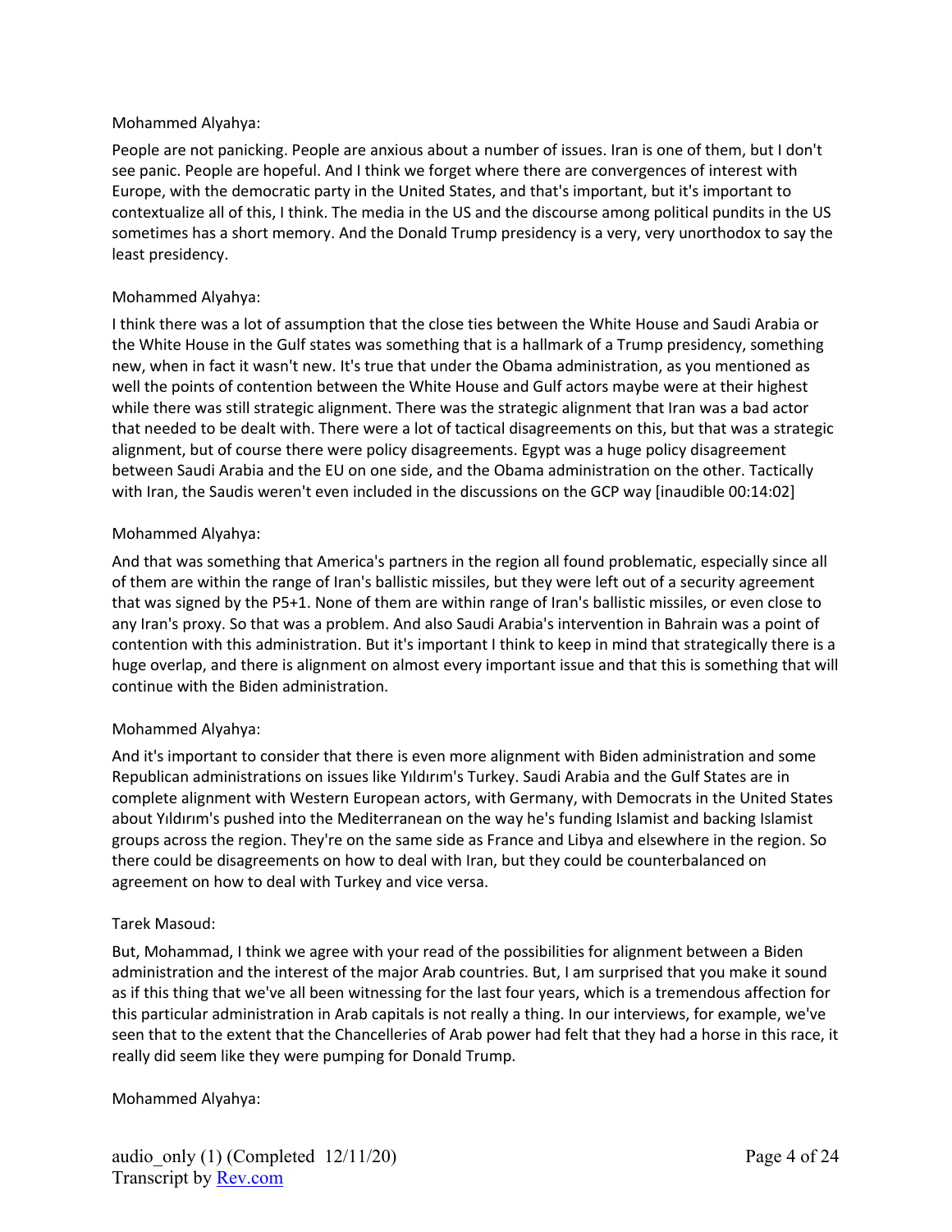Mohammed Alyahya:

People are not panicking. People are anxious about a number of issues. Iran is one of them, but I don't see panic. People are hopeful. And I think we forget where there are convergences of interest with Europe, with the democratic party in the United States, and that's important, but it's important to contextualize all of this, I think. The media in the US and the discourse among political pundits in the US sometimes has a short memory. And the Donald Trump presidency is a very, very unorthodox to say the least presidency.

Mohammed Alyahya:

I think there was a lot of assumption that the close ties between the White House and Saudi Arabia or the White House in the Gulf states was something that is a hallmark of a Trump presidency, something new, when in fact it wasn't new. It's true that under the Obama administration, as you mentioned as well the points of contention between the White House and Gulf actors maybe were at their highest while there was still strategic alignment. There was the strategic alignment that Iran was a bad actor that needed to be dealt with. There were a lot of tactical disagreements on this, but that was a strategic alignment, but of course there were policy disagreements. Egypt was a huge policy disagreement between Saudi Arabia and the EU on one side, and the Obama administration on the other. Tactically with Iran, the Saudis weren't even included in the discussions on the GCP way [inaudible 00:14:02]

Mohammed Alyahya:

And that was something that America's partners in the region all found problematic, especially since all of them are within the range of Iran's ballistic missiles, but they were left out of a security agreement that was signed by the P5+1. None of them are within range of Iran's ballistic missiles, or even close to any Iran's proxy. So that was a problem. And also Saudi Arabia's intervention in Bahrain was a point of contention with this administration. But it's important I think to keep in mind that strategically there is a huge overlap, and there is alignment on almost every important issue and that this is something that will continue with the Biden administration.

Mohammed Alyahya:

And it's important to consider that there is even more alignment with Biden administration and some Republican administrations on issues like Yıldırım's Turkey. Saudi Arabia and the Gulf States are in complete alignment with Western European actors, with Germany, with Democrats in the United States about Yıldırım's pushed into the Mediterranean on the way he's funding Islamist and backing Islamist groups across the region. They're on the same side as France and Libya and elsewhere in the region. So there could be disagreements on how to deal with Iran, but they could be counterbalanced on agreement on how to deal with Turkey and vice versa.

Tarek Masoud:

But, Mohammad, I think we agree with your read of the possibilities for alignment between a Biden administration and the interest of the major Arab countries. But, I am surprised that you make it sound as if this thing that we've all been witnessing for the last four years, which is a tremendous affection for this particular administration in Arab capitals is not really a thing. In our interviews, for example, we've seen that to the extent that the Chancelleries of Arab power had felt that they had a horse in this race, it really did seem like they were pumping for Donald Trump.

Mohammed Alyahya: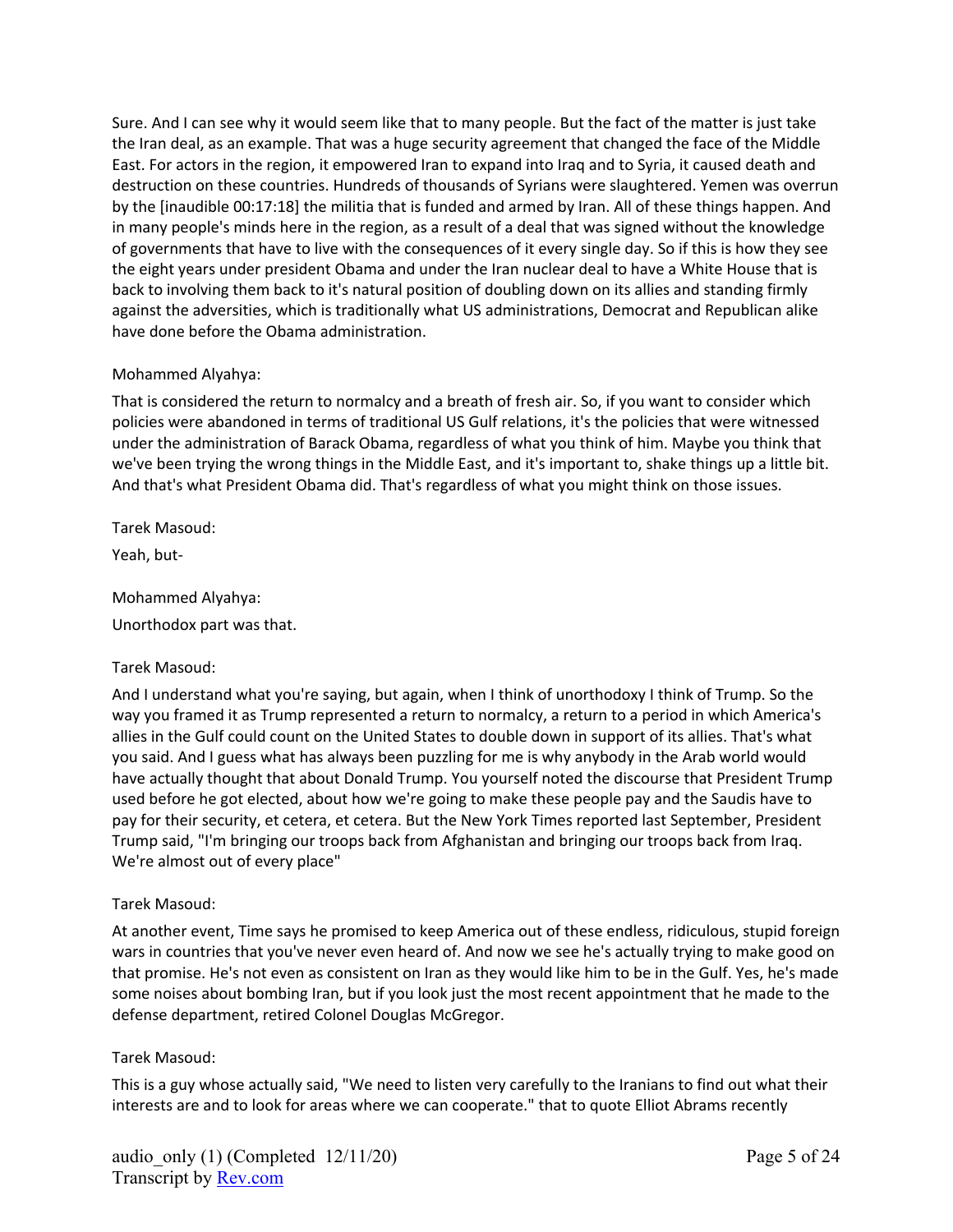Sure. And I can see why it would seem like that to many people. But the fact of the matter is just take the Iran deal, as an example. That was a huge security agreement that changed the face of the Middle East. For actors in the region, it empowered Iran to expand into Iraq and to Syria, it caused death and destruction on these countries. Hundreds of thousands of Syrians were slaughtered. Yemen was overrun by the [inaudible 00:17:18] the militia that is funded and armed by Iran. All of these things happen. And in many people's minds here in the region, as a result of a deal that was signed without the knowledge of governments that have to live with the consequences of it every single day. So if this is how they see the eight years under president Obama and under the Iran nuclear deal to have a White House that is back to involving them back to it's natural position of doubling down on its allies and standing firmly against the adversities, which is traditionally what US administrations, Democrat and Republican alike have done before the Obama administration.

Mohammed Alyahya:

That is considered the return to normalcy and a breath of fresh air. So, if you want to consider which policies were abandoned in terms of traditional US Gulf relations, it's the policies that were witnessed under the administration of Barack Obama, regardless of what you think of him. Maybe you think that we've been trying the wrong things in the Middle East, and it's important to, shake things up a little bit. And that's what President Obama did. That's regardless of what you might think on those issues.

Tarek Masoud:

Yeah, but-

Mohammed Alyahya:

Unorthodox part was that.

Tarek Masoud:

And I understand what you're saying, but again, when I think of unorthodoxy I think of Trump. So the way you framed it as Trump represented a return to normalcy, a return to a period in which America's allies in the Gulf could count on the United States to double down in support of its allies. That's what you said. And I guess what has always been puzzling for me is why anybody in the Arab world would have actually thought that about Donald Trump. You yourself noted the discourse that President Trump used before he got elected, about how we're going to make these people pay and the Saudis have to pay for their security, et cetera, et cetera. But the New York Times reported last September, President Trump said, "I'm bringing our troops back from Afghanistan and bringing our troops back from Iraq. We're almost out of every place"

Tarek Masoud:

At another event, Time says he promised to keep America out of these endless, ridiculous, stupid foreign wars in countries that you've never even heard of. And now we see he's actually trying to make good on that promise. He's not even as consistent on Iran as they would like him to be in the Gulf. Yes, he's made some noises about bombing Iran, but if you look just the most recent appointment that he made to the defense department, retired Colonel Douglas McGregor.

Tarek Masoud:

This is a guy whose actually said, "We need to listen very carefully to the Iranians to find out what their interests are and to look for areas where we can cooperate." that to quote Elliot Abrams recently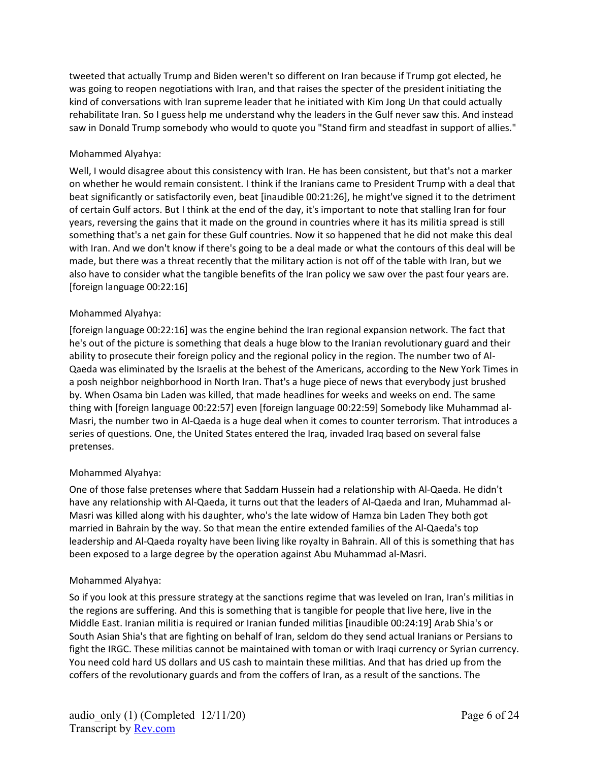tweeted that actually Trump and Biden weren't so different on Iran because if Trump got elected, he was going to reopen negotiations with Iran, and that raises the specter of the president initiating the kind of conversations with Iran supreme leader that he initiated with Kim Jong Un that could actually rehabilitate Iran. So I guess help me understand why the leaders in the Gulf never saw this. And instead saw in Donald Trump somebody who would to quote you "Stand firm and steadfast in support of allies."

Mohammed Alyahya:

Well, I would disagree about this consistency with Iran. He has been consistent, but that's not a marker on whether he would remain consistent. I think if the Iranians came to President Trump with a deal that beat significantly or satisfactorily even, beat [inaudible 00:21:26], he might've signed it to the detriment of certain Gulf actors. But I think at the end of the day, it's important to note that stalling Iran for four years, reversing the gains that it made on the ground in countries where it has its militia spread is still something that's a net gain for these Gulf countries. Now it so happened that he did not make this deal with Iran. And we don't know if there's going to be a deal made or what the contours of this deal will be made, but there was a threat recently that the military action is not off of the table with Iran, but we also have to consider what the tangible benefits of the Iran policy we saw over the past four years are. [foreign language 00:22:16]

Mohammed Alyahya:

[foreign language 00:22:16] was the engine behind the Iran regional expansion network. The fact that he's out of the picture is something that deals a huge blow to the Iranian revolutionary guard and their ability to prosecute their foreign policy and the regional policy in the region. The number two of Al-Qaeda was eliminated by the Israelis at the behest of the Americans, according to the New York Times in a posh neighbor neighborhood in North Iran. That's a huge piece of news that everybody just brushed by. When Osama bin Laden was killed, that made headlines for weeks and weeks on end. The same thing with [foreign language 00:22:57] even [foreign language 00:22:59] Somebody like Muhammad al-Masri, the number two in Al-Qaeda is a huge deal when it comes to counter terrorism. That introduces a series of questions. One, the United States entered the Iraq, invaded Iraq based on several false pretenses.

Mohammed Alyahya:

One of those false pretenses where that Saddam Hussein had a relationship with Al-Qaeda. He didn't have any relationship with Al-Qaeda, it turns out that the leaders of Al-Qaeda and Iran, Muhammad al-Masri was killed along with his daughter, who's the late widow of Hamza bin Laden They both got married in Bahrain by the way. So that mean the entire extended families of the Al-Qaeda's top leadership and Al-Qaeda royalty have been living like royalty in Bahrain. All of this is something that has been exposed to a large degree by the operation against Abu Muhammad al-Masri.

Mohammed Alyahya:

So if you look at this pressure strategy at the sanctions regime that was leveled on Iran, Iran's militias in the regions are suffering. And this is something that is tangible for people that live here, live in the Middle East. Iranian militia is required or Iranian funded militias [inaudible 00:24:19] Arab Shia's or South Asian Shia's that are fighting on behalf of Iran, seldom do they send actual Iranians or Persians to fight the IRGC. These militias cannot be maintained with toman or with Iraqi currency or Syrian currency. You need cold hard US dollars and US cash to maintain these militias. And that has dried up from the coffers of the revolutionary guards and from the coffers of Iran, as a result of the sanctions. The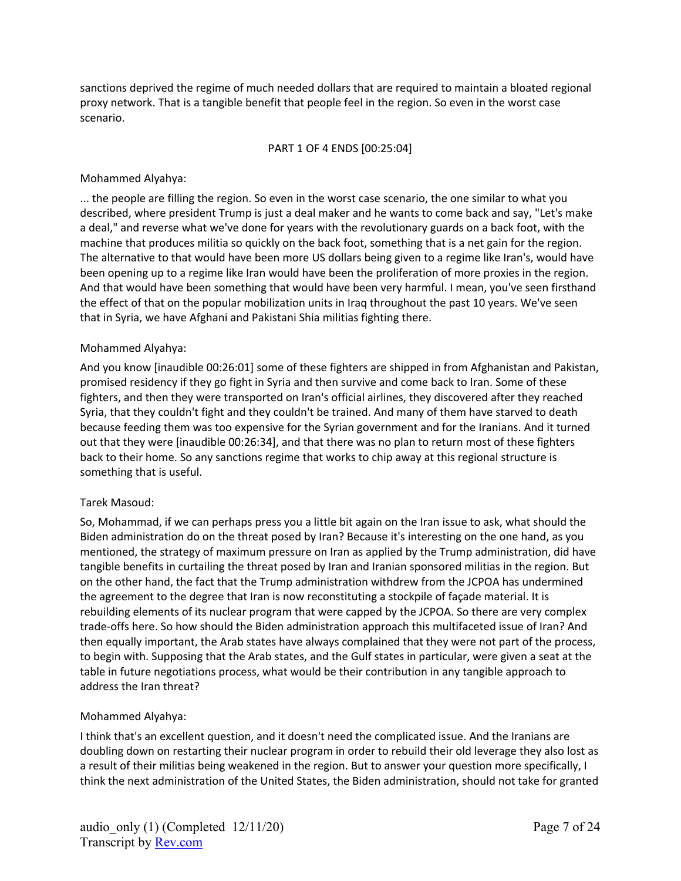sanctions deprived the regime of much needed dollars that are required to maintain a bloated regional proxy network. That is a tangible benefit that people feel in the region. So even in the worst case scenario.

PART 1 OF 4 ENDS [00:25:04]

Mohammed Alyahya:

... the people are filling the region. So even in the worst case scenario, the one similar to what you described, where president Trump is just a deal maker and he wants to come back and say, "Let's make a deal," and reverse what we've done for years with the revolutionary guards on a back foot, with the machine that produces militia so quickly on the back foot, something that is a net gain for the region. The alternative to that would have been more US dollars being given to a regime like Iran's, would have been opening up to a regime like Iran would have been the proliferation of more proxies in the region. And that would have been something that would have been very harmful. I mean, you've seen firsthand the effect of that on the popular mobilization units in Iraq throughout the past 10 years. We've seen that in Syria, we have Afghani and Pakistani Shia militias fighting there.

Mohammed Alyahya:

And you know [inaudible 00:26:01] some of these fighters are shipped in from Afghanistan and Pakistan, promised residency if they go fight in Syria and then survive and come back to Iran. Some of these fighters, and then they were transported on Iran's official airlines, they discovered after they reached Syria, that they couldn't fight and they couldn't be trained. And many of them have starved to death because feeding them was too expensive for the Syrian government and for the Iranians. And it turned out that they were [inaudible 00:26:34], and that there was no plan to return most of these fighters back to their home. So any sanctions regime that works to chip away at this regional structure is something that is useful.

Tarek Masoud:

So, Mohammad, if we can perhaps press you a little bit again on the Iran issue to ask, what should the Biden administration do on the threat posed by Iran? Because it's interesting on the one hand, as you mentioned, the strategy of maximum pressure on Iran as applied by the Trump administration, did have tangible benefits in curtailing the threat posed by Iran and Iranian sponsored militias in the region. But on the other hand, the fact that the Trump administration withdrew from the JCPOA has undermined the agreement to the degree that Iran is now reconstituting a stockpile of façade material. It is rebuilding elements of its nuclear program that were capped by the JCPOA. So there are very complex trade-offs here. So how should the Biden administration approach this multifaceted issue of Iran? And then equally important, the Arab states have always complained that they were not part of the process, to begin with. Supposing that the Arab states, and the Gulf states in particular, were given a seat at the table in future negotiations process, what would be their contribution in any tangible approach to address the Iran threat?

Mohammed Alyahya:

I think that's an excellent question, and it doesn't need the complicated issue. And the Iranians are doubling down on restarting their nuclear program in order to rebuild their old leverage they also lost as a result of their militias being weakened in the region. But to answer your question more specifically, I think the next administration of the United States, the Biden administration, should not take for granted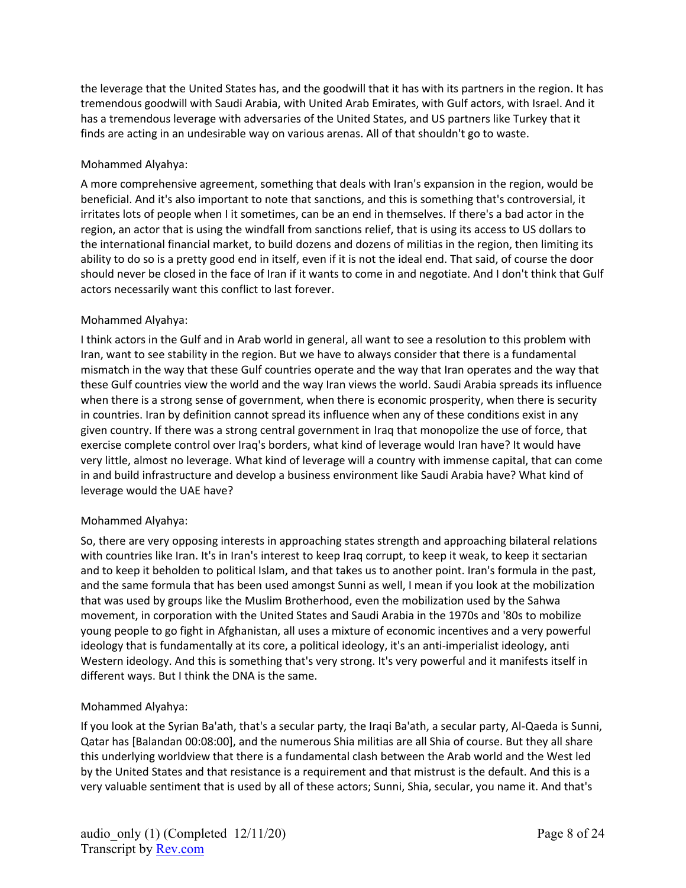the leverage that the United States has, and the goodwill that it has with its partners in the region. It has tremendous goodwill with Saudi Arabia, with United Arab Emirates, with Gulf actors, with Israel. And it has a tremendous leverage with adversaries of the United States, and US partners like Turkey that it finds are acting in an undesirable way on various arenas. All of that shouldn't go to waste.

Mohammed Alyahya:

A more comprehensive agreement, something that deals with Iran's expansion in the region, would be beneficial. And it's also important to note that sanctions, and this is something that's controversial, it irritates lots of people when I it sometimes, can be an end in themselves. If there's a bad actor in the region, an actor that is using the windfall from sanctions relief, that is using its access to US dollars to the international financial market, to build dozens and dozens of militias in the region, then limiting its ability to do so is a pretty good end in itself, even if it is not the ideal end. That said, of course the door should never be closed in the face of Iran if it wants to come in and negotiate. And I don't think that Gulf actors necessarily want this conflict to last forever.

Mohammed Alyahya:

I think actors in the Gulf and in Arab world in general, all want to see a resolution to this problem with Iran, want to see stability in the region. But we have to always consider that there is a fundamental mismatch in the way that these Gulf countries operate and the way that Iran operates and the way that these Gulf countries view the world and the way Iran views the world. Saudi Arabia spreads its influence when there is a strong sense of government, when there is economic prosperity, when there is security in countries. Iran by definition cannot spread its influence when any of these conditions exist in any given country. If there was a strong central government in Iraq that monopolize the use of force, that exercise complete control over Iraq's borders, what kind of leverage would Iran have? It would have very little, almost no leverage. What kind of leverage will a country with immense capital, that can come in and build infrastructure and develop a business environment like Saudi Arabia have? What kind of leverage would the UAE have?

Mohammed Alyahya:

So, there are very opposing interests in approaching states strength and approaching bilateral relations with countries like Iran. It's in Iran's interest to keep Iraq corrupt, to keep it weak, to keep it sectarian and to keep it beholden to political Islam, and that takes us to another point. Iran's formula in the past, and the same formula that has been used amongst Sunni as well, I mean if you look at the mobilization that was used by groups like the Muslim Brotherhood, even the mobilization used by the Sahwa movement, in corporation with the United States and Saudi Arabia in the 1970s and '80s to mobilize young people to go fight in Afghanistan, all uses a mixture of economic incentives and a very powerful ideology that is fundamentally at its core, a political ideology, it's an anti-imperialist ideology, anti Western ideology. And this is something that's very strong. It's very powerful and it manifests itself in different ways. But I think the DNA is the same.

Mohammed Alyahya:

If you look at the Syrian Ba'ath, that's a secular party, the Iraqi Ba'ath, a secular party, Al-Qaeda is Sunni, Qatar has [Balandan 00:08:00], and the numerous Shia militias are all Shia of course. But they all share this underlying worldview that there is a fundamental clash between the Arab world and the West led by the United States and that resistance is a requirement and that mistrust is the default. And this is a very valuable sentiment that is used by all of these actors; Sunni, Shia, secular, you name it. And that's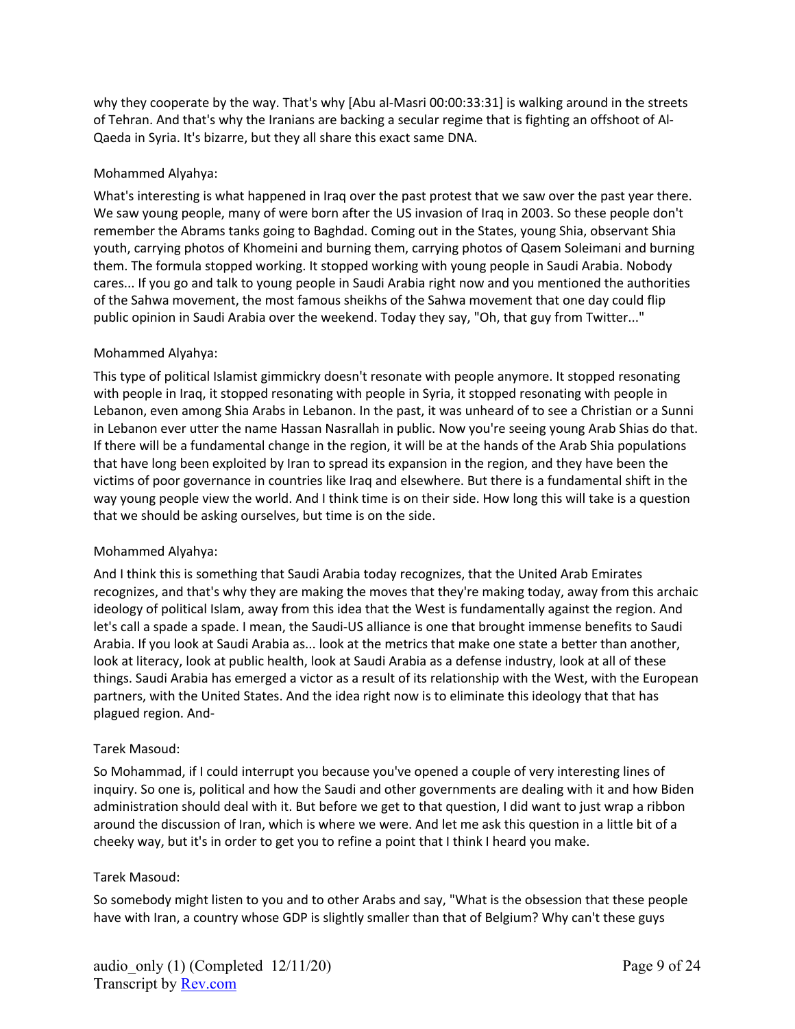why they cooperate by the way. That's why [Abu al-Masri 00:00:33:31] is walking around in the streets of Tehran. And that's why the Iranians are backing a secular regime that is fighting an offshoot of Al-Qaeda in Syria. It's bizarre, but they all share this exact same DNA.

Mohammed Alyahya:

What's interesting is what happened in Iraq over the past protest that we saw over the past year there. We saw young people, many of were born after the US invasion of Iraq in 2003. So these people don't remember the Abrams tanks going to Baghdad. Coming out in the States, young Shia, observant Shia youth, carrying photos of Khomeini and burning them, carrying photos of Qasem Soleimani and burning them. The formula stopped working. It stopped working with young people in Saudi Arabia. Nobody cares... If you go and talk to young people in Saudi Arabia right now and you mentioned the authorities of the Sahwa movement, the most famous sheikhs of the Sahwa movement that one day could flip public opinion in Saudi Arabia over the weekend. Today they say, "Oh, that guy from Twitter..."

Mohammed Alyahya:

This type of political Islamist gimmickry doesn't resonate with people anymore. It stopped resonating with people in Iraq, it stopped resonating with people in Syria, it stopped resonating with people in Lebanon, even among Shia Arabs in Lebanon. In the past, it was unheard of to see a Christian or a Sunni in Lebanon ever utter the name Hassan Nasrallah in public. Now you're seeing young Arab Shias do that. If there will be a fundamental change in the region, it will be at the hands of the Arab Shia populations that have long been exploited by Iran to spread its expansion in the region, and they have been the victims of poor governance in countries like Iraq and elsewhere. But there is a fundamental shift in the way young people view the world. And I think time is on their side. How long this will take is a question that we should be asking ourselves, but time is on the side.

Mohammed Alyahya:

And I think this is something that Saudi Arabia today recognizes, that the United Arab Emirates recognizes, and that's why they are making the moves that they're making today, away from this archaic ideology of political Islam, away from this idea that the West is fundamentally against the region. And let's call a spade a spade. I mean, the Saudi-US alliance is one that brought immense benefits to Saudi Arabia. If you look at Saudi Arabia as... look at the metrics that make one state a better than another, look at literacy, look at public health, look at Saudi Arabia as a defense industry, look at all of these things. Saudi Arabia has emerged a victor as a result of its relationship with the West, with the European partners, with the United States. And the idea right now is to eliminate this ideology that that has plagued region. And-

Tarek Masoud:

So Mohammad, if I could interrupt you because you've opened a couple of very interesting lines of inquiry. So one is, political and how the Saudi and other governments are dealing with it and how Biden administration should deal with it. But before we get to that question, I did want to just wrap a ribbon around the discussion of Iran, which is where we were. And let me ask this question in a little bit of a cheeky way, but it's in order to get you to refine a point that I think I heard you make.

Tarek Masoud:

So somebody might listen to you and to other Arabs and say, "What is the obsession that these people have with Iran, a country whose GDP is slightly smaller than that of Belgium? Why can't these guys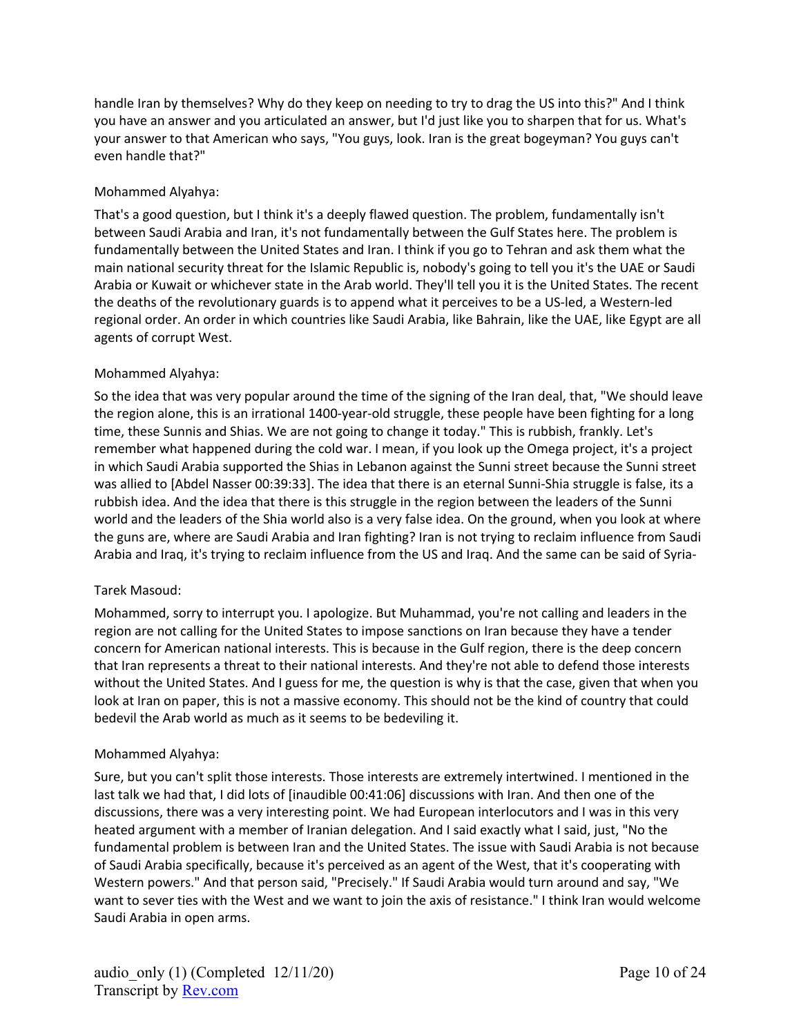handle Iran by themselves? Why do they keep on needing to try to drag the US into this?" And I think you have an answer and you articulated an answer, but I'd just like you to sharpen that for us. What's your answer to that American who says, "You guys, look. Iran is the great bogeyman? You guys can't even handle that?"

Mohammed Alyahya:

That's a good question, but I think it's a deeply flawed question. The problem, fundamentally isn't between Saudi Arabia and Iran, it's not fundamentally between the Gulf States here. The problem is fundamentally between the United States and Iran. I think if you go to Tehran and ask them what the main national security threat for the Islamic Republic is, nobody's going to tell you it's the UAE or Saudi Arabia or Kuwait or whichever state in the Arab world. They'll tell you it is the United States. The recent the deaths of the revolutionary guards is to append what it perceives to be a US-led, a Western-led regional order. An order in which countries like Saudi Arabia, like Bahrain, like the UAE, like Egypt are all agents of corrupt West.

Mohammed Alyahya:

So the idea that was very popular around the time of the signing of the Iran deal, that, "We should leave the region alone, this is an irrational 1400-year-old struggle, these people have been fighting for a long time, these Sunnis and Shias. We are not going to change it today." This is rubbish, frankly. Let's remember what happened during the cold war. I mean, if you look up the Omega project, it's a project in which Saudi Arabia supported the Shias in Lebanon against the Sunni street because the Sunni street was allied to [Abdel Nasser 00:39:33]. The idea that there is an eternal Sunni-Shia struggle is false, its a rubbish idea. And the idea that there is this struggle in the region between the leaders of the Sunni world and the leaders of the Shia world also is a very false idea. On the ground, when you look at where the guns are, where are Saudi Arabia and Iran fighting? Iran is not trying to reclaim influence from Saudi Arabia and Iraq, it's trying to reclaim influence from the US and Iraq. And the same can be said of Syria-

Tarek Masoud:

Mohammed, sorry to interrupt you. I apologize. But Muhammad, you're not calling and leaders in the region are not calling for the United States to impose sanctions on Iran because they have a tender concern for American national interests. This is because in the Gulf region, there is the deep concern that Iran represents a threat to their national interests. And they're not able to defend those interests without the United States. And I guess for me, the question is why is that the case, given that when you look at Iran on paper, this is not a massive economy. This should not be the kind of country that could bedevil the Arab world as much as it seems to be bedeviling it.

Mohammed Alyahya:

Sure, but you can't split those interests. Those interests are extremely intertwined. I mentioned in the last talk we had that, I did lots of [inaudible 00:41:06] discussions with Iran. And then one of the discussions, there was a very interesting point. We had European interlocutors and I was in this very heated argument with a member of Iranian delegation. And I said exactly what I said, just, "No the fundamental problem is between Iran and the United States. The issue with Saudi Arabia is not because of Saudi Arabia specifically, because it's perceived as an agent of the West, that it's cooperating with Western powers." And that person said, "Precisely." If Saudi Arabia would turn around and say, "We want to sever ties with the West and we want to join the axis of resistance." I think Iran would welcome Saudi Arabia in open arms.

audio_only (1) (Completed 12/11/20)
Transcript by Rev.com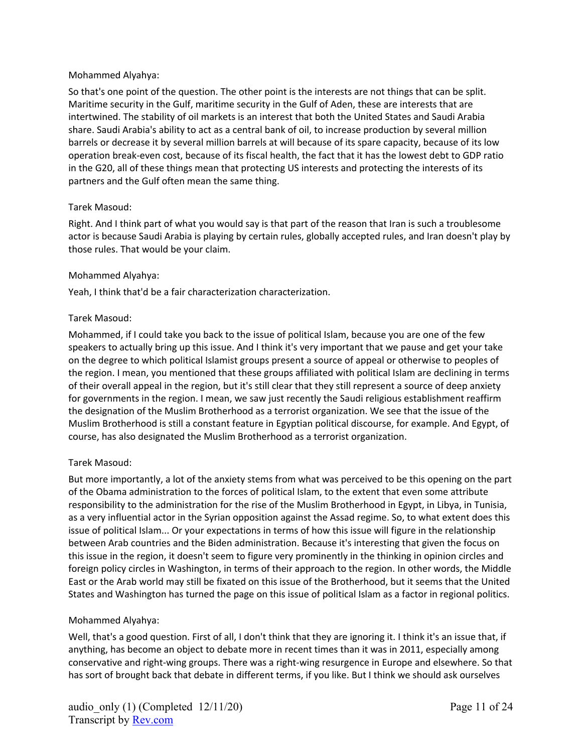Mohammed Alyahya:

So that's one point of the question. The other point is the interests are not things that can be split. Maritime security in the Gulf, maritime security in the Gulf of Aden, these are interests that are intertwined. The stability of oil markets is an interest that both the United States and Saudi Arabia share. Saudi Arabia's ability to act as a central bank of oil, to increase production by several million barrels or decrease it by several million barrels at will because of its spare capacity, because of its low operation break-even cost, because of its fiscal health, the fact that it has the lowest debt to GDP ratio in the G20, all of these things mean that protecting US interests and protecting the interests of its partners and the Gulf often mean the same thing.

Tarek Masoud:

Right. And I think part of what you would say is that part of the reason that Iran is such a troublesome actor is because Saudi Arabia is playing by certain rules, globally accepted rules, and Iran doesn't play by those rules. That would be your claim.

Mohammed Alyahya:

Yeah, I think that'd be a fair characterization characterization.

Tarek Masoud:

Mohammed, if I could take you back to the issue of political Islam, because you are one of the few speakers to actually bring up this issue. And I think it's very important that we pause and get your take on the degree to which political Islamist groups present a source of appeal or otherwise to peoples of the region. I mean, you mentioned that these groups affiliated with political Islam are declining in terms of their overall appeal in the region, but it's still clear that they still represent a source of deep anxiety for governments in the region. I mean, we saw just recently the Saudi religious establishment reaffirm the designation of the Muslim Brotherhood as a terrorist organization. We see that the issue of the Muslim Brotherhood is still a constant feature in Egyptian political discourse, for example. And Egypt, of course, has also designated the Muslim Brotherhood as a terrorist organization.

Tarek Masoud:

But more importantly, a lot of the anxiety stems from what was perceived to be this opening on the part of the Obama administration to the forces of political Islam, to the extent that even some attribute responsibility to the administration for the rise of the Muslim Brotherhood in Egypt, in Libya, in Tunisia, as a very influential actor in the Syrian opposition against the Assad regime. So, to what extent does this issue of political Islam... Or your expectations in terms of how this issue will figure in the relationship between Arab countries and the Biden administration. Because it's interesting that given the focus on this issue in the region, it doesn't seem to figure very prominently in the thinking in opinion circles and foreign policy circles in Washington, in terms of their approach to the region. In other words, the Middle East or the Arab world may still be fixated on this issue of the Brotherhood, but it seems that the United States and Washington has turned the page on this issue of political Islam as a factor in regional politics.

Mohammed Alyahya:

Well, that's a good question. First of all, I don't think that they are ignoring it. I think it's an issue that, if anything, has become an object to debate more in recent times than it was in 2011, especially among conservative and right-wing groups. There was a right-wing resurgence in Europe and elsewhere. So that has sort of brought back that debate in different terms, if you like. But I think we should ask ourselves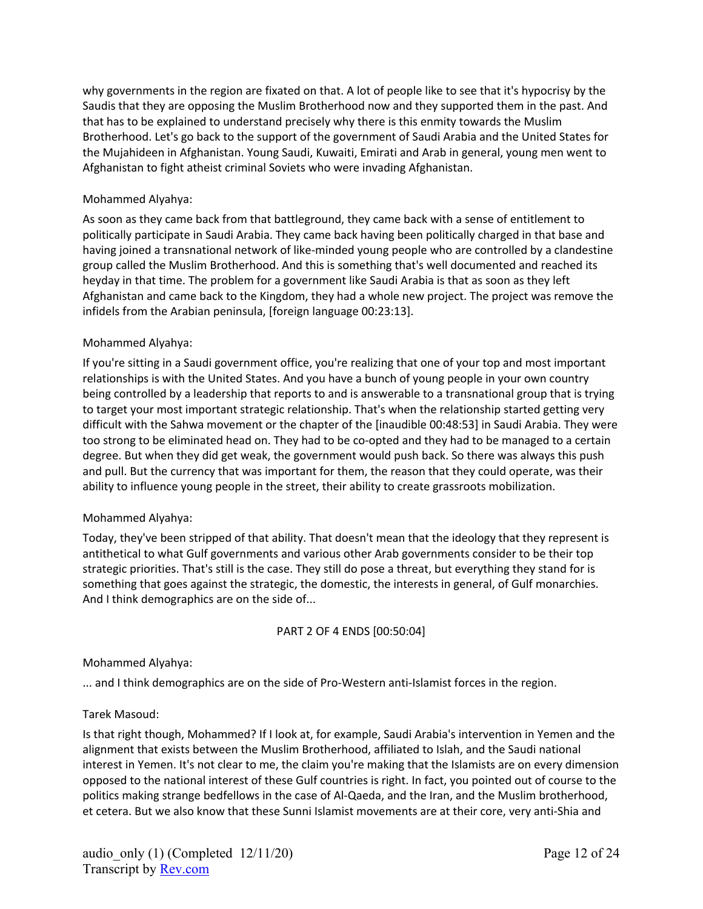why governments in the region are fixated on that. A lot of people like to see that it's hypocrisy by the Saudis that they are opposing the Muslim Brotherhood now and they supported them in the past. And that has to be explained to understand precisely why there is this enmity towards the Muslim Brotherhood. Let's go back to the support of the government of Saudi Arabia and the United States for the Mujahideen in Afghanistan. Young Saudi, Kuwaiti, Emirati and Arab in general, young men went to Afghanistan to fight atheist criminal Soviets who were invading Afghanistan.

Mohammed Alyahya:

As soon as they came back from that battleground, they came back with a sense of entitlement to politically participate in Saudi Arabia. They came back having been politically charged in that base and having joined a transnational network of like-minded young people who are controlled by a clandestine group called the Muslim Brotherhood. And this is something that's well documented and reached its heyday in that time. The problem for a government like Saudi Arabia is that as soon as they left Afghanistan and came back to the Kingdom, they had a whole new project. The project was remove the infidels from the Arabian peninsula, [foreign language 00:23:13].

Mohammed Alyahya:

If you're sitting in a Saudi government office, you're realizing that one of your top and most important relationships is with the United States. And you have a bunch of young people in your own country being controlled by a leadership that reports to and is answerable to a transnational group that is trying to target your most important strategic relationship. That's when the relationship started getting very difficult with the Sahwa movement or the chapter of the [inaudible 00:48:53] in Saudi Arabia. They were too strong to be eliminated head on. They had to be co-opted and they had to be managed to a certain degree. But when they did get weak, the government would push back. So there was always this push and pull. But the currency that was important for them, the reason that they could operate, was their ability to influence young people in the street, their ability to create grassroots mobilization.

Mohammed Alyahya:

Today, they've been stripped of that ability. That doesn't mean that the ideology that they represent is antithetical to what Gulf governments and various other Arab governments consider to be their top strategic priorities. That's still is the case. They still do pose a threat, but everything they stand for is something that goes against the strategic, the domestic, the interests in general, of Gulf monarchies. And I think demographics are on the side of...

PART 2 OF 4 ENDS [00:50:04]

Mohammed Alyahya:

... and I think demographics are on the side of Pro-Western anti-Islamist forces in the region.

Tarek Masoud:

Is that right though, Mohammed? If I look at, for example, Saudi Arabia's intervention in Yemen and the alignment that exists between the Muslim Brotherhood, affiliated to Islah, and the Saudi national interest in Yemen. It's not clear to me, the claim you're making that the Islamists are on every dimension opposed to the national interest of these Gulf countries is right. In fact, you pointed out of course to the politics making strange bedfellows in the case of Al-Qaeda, and the Iran, and the Muslim brotherhood, et cetera. But we also know that these Sunni Islamist movements are at their core, very anti-Shia and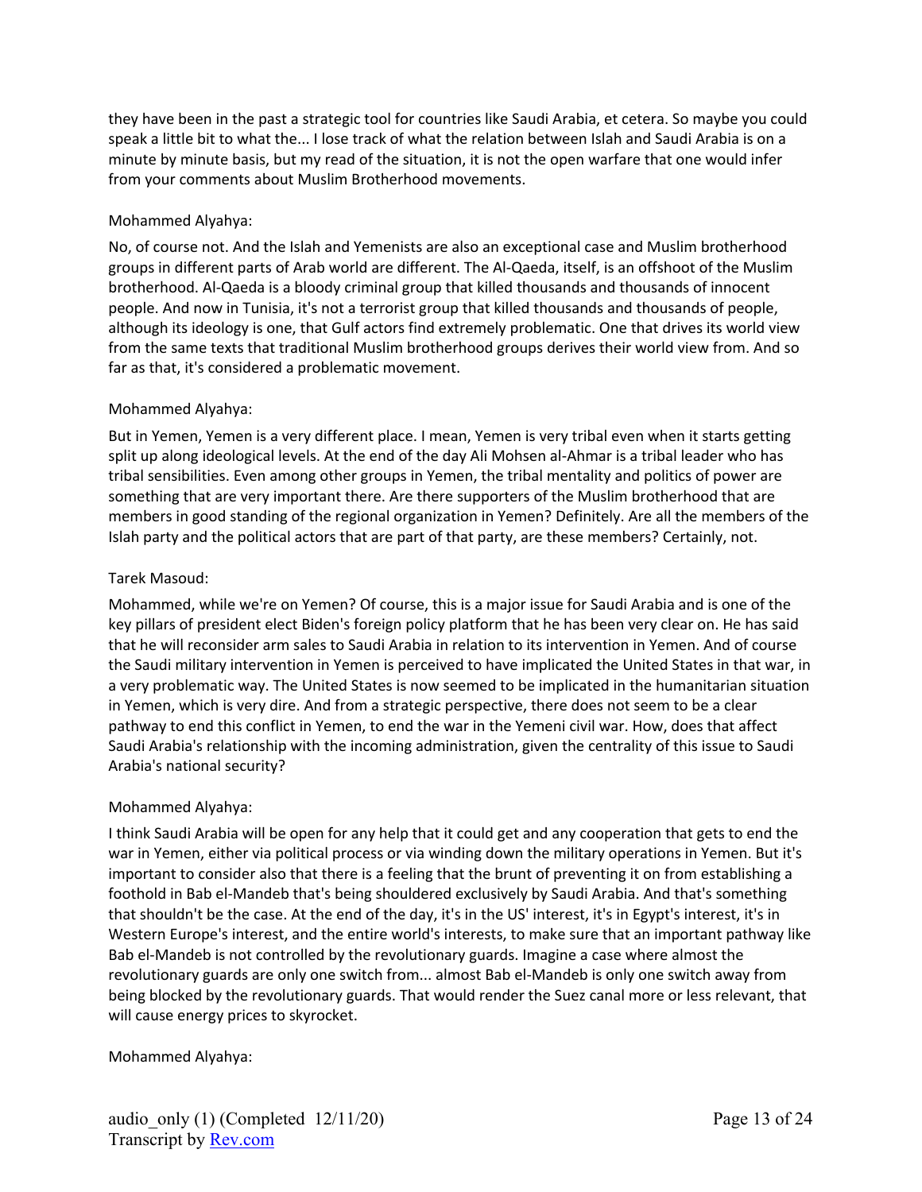they have been in the past a strategic tool for countries like Saudi Arabia, et cetera. So maybe you could speak a little bit to what the... I lose track of what the relation between Islah and Saudi Arabia is on a minute by minute basis, but my read of the situation, it is not the open warfare that one would infer from your comments about Muslim Brotherhood movements.

Mohammed Alyahya:

No, of course not. And the Islah and Yemenists are also an exceptional case and Muslim brotherhood groups in different parts of Arab world are different. The Al-Qaeda, itself, is an offshoot of the Muslim brotherhood. Al-Qaeda is a bloody criminal group that killed thousands and thousands of innocent people. And now in Tunisia, it's not a terrorist group that killed thousands and thousands of people, although its ideology is one, that Gulf actors find extremely problematic. One that drives its world view from the same texts that traditional Muslim brotherhood groups derives their world view from. And so far as that, it's considered a problematic movement.

Mohammed Alyahya:

But in Yemen, Yemen is a very different place. I mean, Yemen is very tribal even when it starts getting split up along ideological levels. At the end of the day Ali Mohsen al-Ahmar is a tribal leader who has tribal sensibilities. Even among other groups in Yemen, the tribal mentality and politics of power are something that are very important there. Are there supporters of the Muslim brotherhood that are members in good standing of the regional organization in Yemen? Definitely. Are all the members of the Islah party and the political actors that are part of that party, are these members? Certainly, not.

Tarek Masoud:

Mohammed, while we're on Yemen? Of course, this is a major issue for Saudi Arabia and is one of the key pillars of president elect Biden's foreign policy platform that he has been very clear on. He has said that he will reconsider arm sales to Saudi Arabia in relation to its intervention in Yemen. And of course the Saudi military intervention in Yemen is perceived to have implicated the United States in that war, in a very problematic way. The United States is now seemed to be implicated in the humanitarian situation in Yemen, which is very dire. And from a strategic perspective, there does not seem to be a clear pathway to end this conflict in Yemen, to end the war in the Yemeni civil war. How, does that affect Saudi Arabia's relationship with the incoming administration, given the centrality of this issue to Saudi Arabia's national security?

Mohammed Alyahya:

I think Saudi Arabia will be open for any help that it could get and any cooperation that gets to end the war in Yemen, either via political process or via winding down the military operations in Yemen. But it's important to consider also that there is a feeling that the brunt of preventing it on from establishing a foothold in Bab el-Mandeb that's being shouldered exclusively by Saudi Arabia. And that's something that shouldn't be the case. At the end of the day, it's in the US' interest, it's in Egypt's interest, it's in Western Europe's interest, and the entire world's interests, to make sure that an important pathway like Bab el-Mandeb is not controlled by the revolutionary guards. Imagine a case where almost the revolutionary guards are only one switch from... almost Bab el-Mandeb is only one switch away from being blocked by the revolutionary guards. That would render the Suez canal more or less relevant, that will cause energy prices to skyrocket.

Mohammed Alyahya: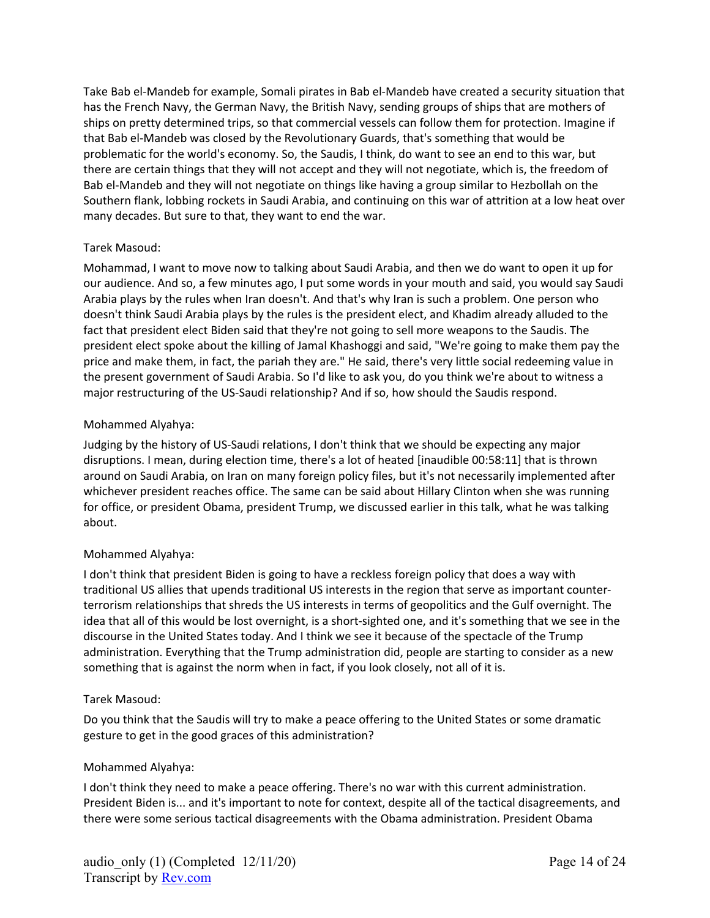Take Bab el-Mandeb for example, Somali pirates in Bab el-Mandeb have created a security situation that has the French Navy, the German Navy, the British Navy, sending groups of ships that are mothers of ships on pretty determined trips, so that commercial vessels can follow them for protection. Imagine if that Bab el-Mandeb was closed by the Revolutionary Guards, that's something that would be problematic for the world's economy. So, the Saudis, I think, do want to see an end to this war, but there are certain things that they will not accept and they will not negotiate, which is, the freedom of Bab el-Mandeb and they will not negotiate on things like having a group similar to Hezbollah on the Southern flank, lobbing rockets in Saudi Arabia, and continuing on this war of attrition at a low heat over many decades. But sure to that, they want to end the war.

Tarek Masoud:

Mohammad, I want to move now to talking about Saudi Arabia, and then we do want to open it up for our audience. And so, a few minutes ago, I put some words in your mouth and said, you would say Saudi Arabia plays by the rules when Iran doesn't. And that's why Iran is such a problem. One person who doesn't think Saudi Arabia plays by the rules is the president elect, and Khadim already alluded to the fact that president elect Biden said that they're not going to sell more weapons to the Saudis. The president elect spoke about the killing of Jamal Khashoggi and said, "We're going to make them pay the price and make them, in fact, the pariah they are." He said, there's very little social redeeming value in the present government of Saudi Arabia. So I'd like to ask you, do you think we're about to witness a major restructuring of the US-Saudi relationship? And if so, how should the Saudis respond.

Mohammed Alyahya:

Judging by the history of US-Saudi relations, I don't think that we should be expecting any major disruptions. I mean, during election time, there's a lot of heated [inaudible 00:58:11] that is thrown around on Saudi Arabia, on Iran on many foreign policy files, but it's not necessarily implemented after whichever president reaches office. The same can be said about Hillary Clinton when she was running for office, or president Obama, president Trump, we discussed earlier in this talk, what he was talking about.

Mohammed Alyahya:

I don't think that president Biden is going to have a reckless foreign policy that does a way with traditional US allies that upends traditional US interests in the region that serve as important counter-terrorism relationships that shreds the US interests in terms of geopolitics and the Gulf overnight. The idea that all of this would be lost overnight, is a short-sighted one, and it's something that we see in the discourse in the United States today. And I think we see it because of the spectacle of the Trump administration. Everything that the Trump administration did, people are starting to consider as a new something that is against the norm when in fact, if you look closely, not all of it is.

Tarek Masoud:

Do you think that the Saudis will try to make a peace offering to the United States or some dramatic gesture to get in the good graces of this administration?

Mohammed Alyahya:

I don't think they need to make a peace offering. There's no war with this current administration. President Biden is... and it's important to note for context, despite all of the tactical disagreements, and there were some serious tactical disagreements with the Obama administration. President Obama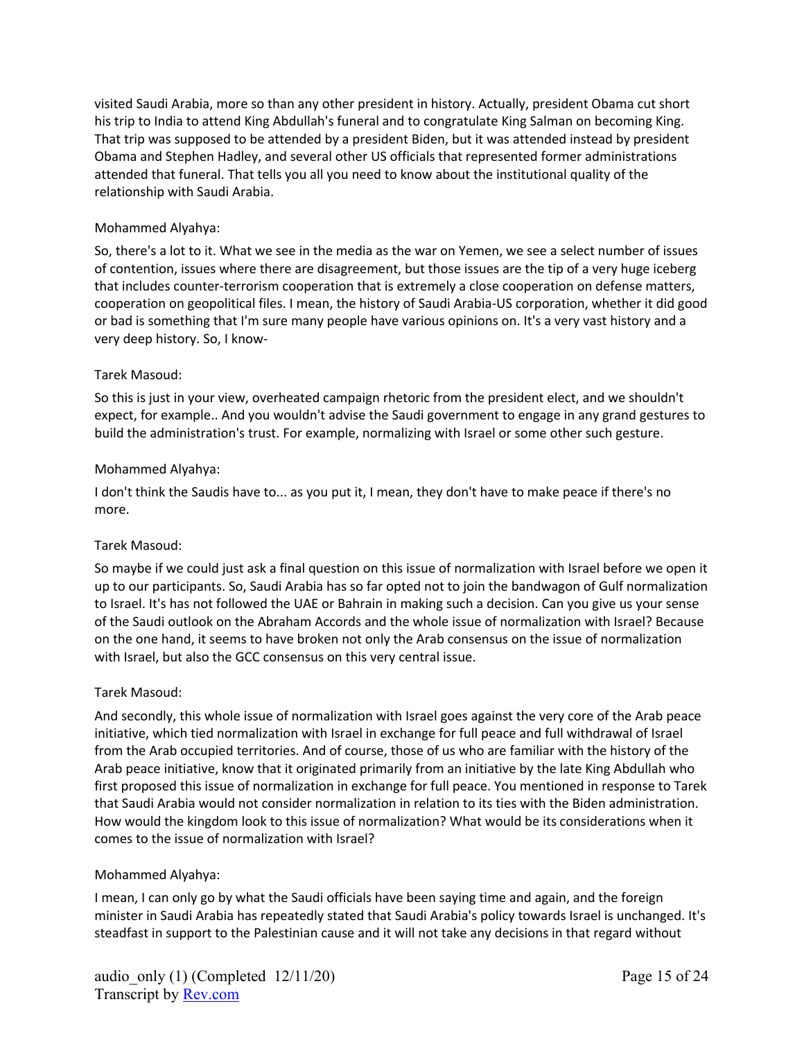visited Saudi Arabia, more so than any other president in history. Actually, president Obama cut short his trip to India to attend King Abdullah's funeral and to congratulate King Salman on becoming King. That trip was supposed to be attended by a president Biden, but it was attended instead by president Obama and Stephen Hadley, and several other US officials that represented former administrations attended that funeral. That tells you all you need to know about the institutional quality of the relationship with Saudi Arabia.

Mohammed Alyahya:

So, there's a lot to it. What we see in the media as the war on Yemen, we see a select number of issues of contention, issues where there are disagreement, but those issues are the tip of a very huge iceberg that includes counter-terrorism cooperation that is extremely a close cooperation on defense matters, cooperation on geopolitical files. I mean, the history of Saudi Arabia-US corporation, whether it did good or bad is something that I'm sure many people have various opinions on. It's a very vast history and a very deep history. So, I know-

Tarek Masoud:

So this is just in your view, overheated campaign rhetoric from the president elect, and we shouldn't expect, for example.. And you wouldn't advise the Saudi government to engage in any grand gestures to build the administration's trust. For example, normalizing with Israel or some other such gesture.

Mohammed Alyahya:

I don't think the Saudis have to... as you put it, I mean, they don't have to make peace if there's no more.

Tarek Masoud:

So maybe if we could just ask a final question on this issue of normalization with Israel before we open it up to our participants. So, Saudi Arabia has so far opted not to join the bandwagon of Gulf normalization to Israel. It's has not followed the UAE or Bahrain in making such a decision. Can you give us your sense of the Saudi outlook on the Abraham Accords and the whole issue of normalization with Israel? Because on the one hand, it seems to have broken not only the Arab consensus on the issue of normalization with Israel, but also the GCC consensus on this very central issue.

Tarek Masoud:

And secondly, this whole issue of normalization with Israel goes against the very core of the Arab peace initiative, which tied normalization with Israel in exchange for full peace and full withdrawal of Israel from the Arab occupied territories. And of course, those of us who are familiar with the history of the Arab peace initiative, know that it originated primarily from an initiative by the late King Abdullah who first proposed this issue of normalization in exchange for full peace. You mentioned in response to Tarek that Saudi Arabia would not consider normalization in relation to its ties with the Biden administration. How would the kingdom look to this issue of normalization? What would be its considerations when it comes to the issue of normalization with Israel?

Mohammed Alyahya:

I mean, I can only go by what the Saudi officials have been saying time and again, and the foreign minister in Saudi Arabia has repeatedly stated that Saudi Arabia's policy towards Israel is unchanged. It's steadfast in support to the Palestinian cause and it will not take any decisions in that regard without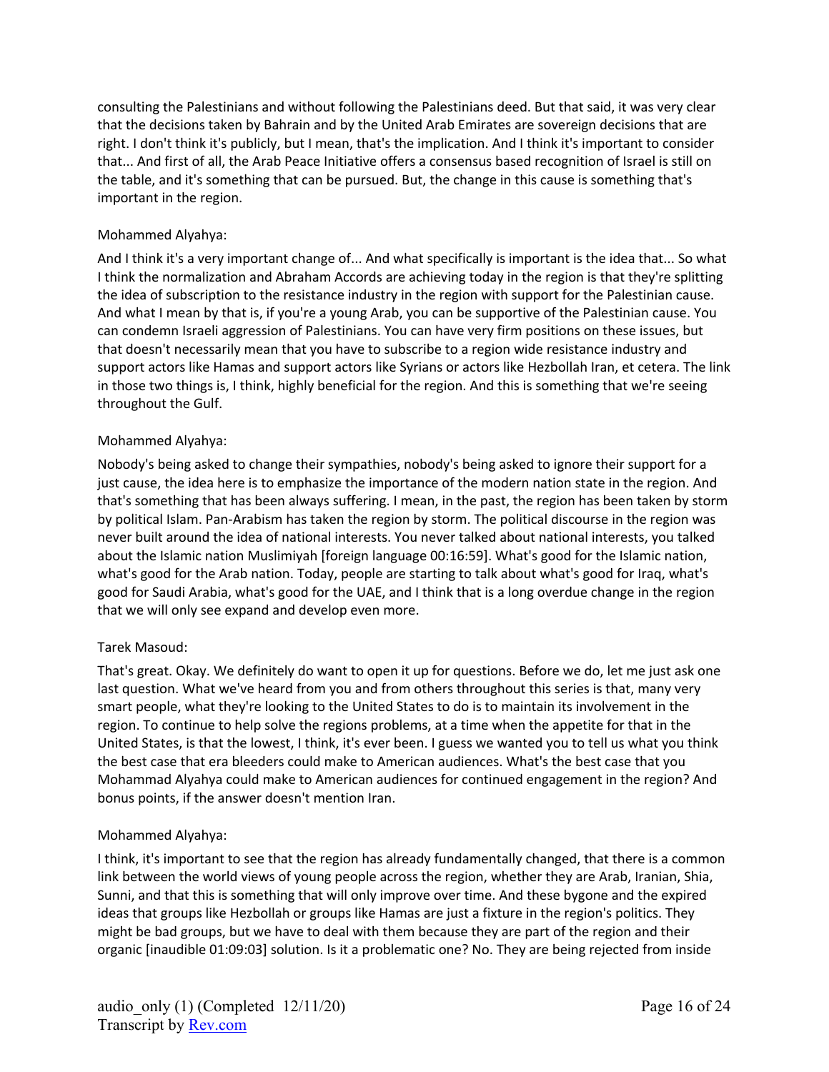consulting the Palestinians and without following the Palestinians deed. But that said, it was very clear that the decisions taken by Bahrain and by the United Arab Emirates are sovereign decisions that are right. I don't think it's publicly, but I mean, that's the implication. And I think it's important to consider that... And first of all, the Arab Peace Initiative offers a consensus based recognition of Israel is still on the table, and it's something that can be pursued. But, the change in this cause is something that's important in the region.

Mohammed Alyahya:

And I think it's a very important change of... And what specifically is important is the idea that... So what I think the normalization and Abraham Accords are achieving today in the region is that they're splitting the idea of subscription to the resistance industry in the region with support for the Palestinian cause. And what I mean by that is, if you're a young Arab, you can be supportive of the Palestinian cause. You can condemn Israeli aggression of Palestinians. You can have very firm positions on these issues, but that doesn't necessarily mean that you have to subscribe to a region wide resistance industry and support actors like Hamas and support actors like Syrians or actors like Hezbollah Iran, et cetera. The link in those two things is, I think, highly beneficial for the region. And this is something that we're seeing throughout the Gulf.

Mohammed Alyahya:

Nobody's being asked to change their sympathies, nobody's being asked to ignore their support for a just cause, the idea here is to emphasize the importance of the modern nation state in the region. And that's something that has been always suffering. I mean, in the past, the region has been taken by storm by political Islam. Pan-Arabism has taken the region by storm. The political discourse in the region was never built around the idea of national interests. You never talked about national interests, you talked about the Islamic nation Muslimiyah [foreign language 00:16:59]. What's good for the Islamic nation, what's good for the Arab nation. Today, people are starting to talk about what's good for Iraq, what's good for Saudi Arabia, what's good for the UAE, and I think that is a long overdue change in the region that we will only see expand and develop even more.

Tarek Masoud:

That's great. Okay. We definitely do want to open it up for questions. Before we do, let me just ask one last question. What we've heard from you and from others throughout this series is that, many very smart people, what they're looking to the United States to do is to maintain its involvement in the region. To continue to help solve the regions problems, at a time when the appetite for that in the United States, is that the lowest, I think, it's ever been. I guess we wanted you to tell us what you think the best case that era bleeders could make to American audiences. What's the best case that you Mohammad Alyahya could make to American audiences for continued engagement in the region? And bonus points, if the answer doesn't mention Iran.

Mohammed Alyahya:

I think, it's important to see that the region has already fundamentally changed, that there is a common link between the world views of young people across the region, whether they are Arab, Iranian, Shia, Sunni, and that this is something that will only improve over time. And these bygone and the expired ideas that groups like Hezbollah or groups like Hamas are just a fixture in the region's politics. They might be bad groups, but we have to deal with them because they are part of the region and their organic [inaudible 01:09:03] solution. Is it a problematic one? No. They are being rejected from inside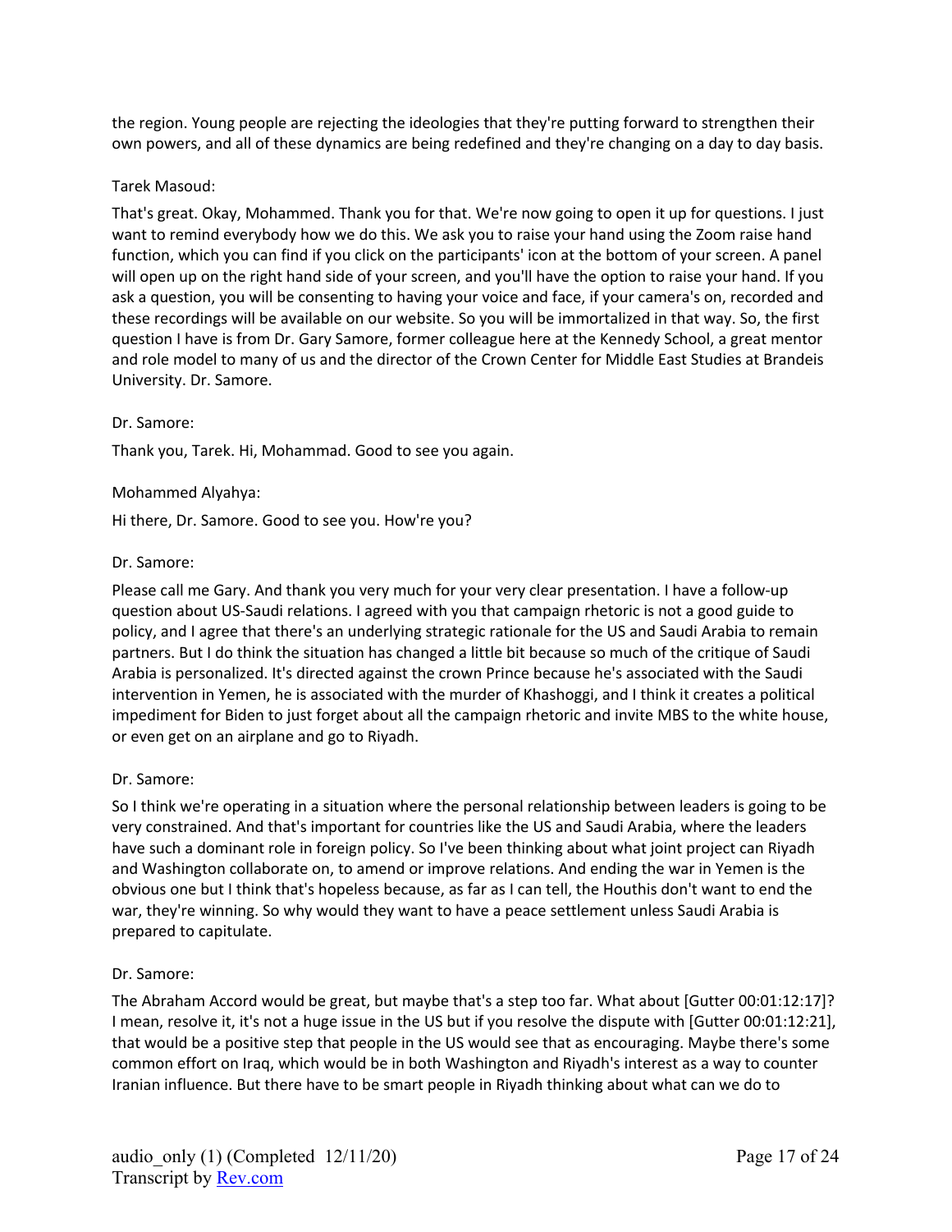the region. Young people are rejecting the ideologies that they're putting forward to strengthen their own powers, and all of these dynamics are being redefined and they're changing on a day to day basis.

Tarek Masoud:

That's great. Okay, Mohammed. Thank you for that. We're now going to open it up for questions. I just want to remind everybody how we do this. We ask you to raise your hand using the Zoom raise hand function, which you can find if you click on the participants' icon at the bottom of your screen. A panel will open up on the right hand side of your screen, and you'll have the option to raise your hand. If you ask a question, you will be consenting to having your voice and face, if your camera's on, recorded and these recordings will be available on our website. So you will be immortalized in that way. So, the first question I have is from Dr. Gary Samore, former colleague here at the Kennedy School, a great mentor and role model to many of us and the director of the Crown Center for Middle East Studies at Brandeis University. Dr. Samore.

Dr. Samore:

Thank you, Tarek. Hi, Mohammad. Good to see you again.

Mohammed Alyahya:

Hi there, Dr. Samore. Good to see you. How're you?

Dr. Samore:

Please call me Gary. And thank you very much for your very clear presentation. I have a follow-up question about US-Saudi relations. I agreed with you that campaign rhetoric is not a good guide to policy, and I agree that there's an underlying strategic rationale for the US and Saudi Arabia to remain partners. But I do think the situation has changed a little bit because so much of the critique of Saudi Arabia is personalized. It's directed against the crown Prince because he's associated with the Saudi intervention in Yemen, he is associated with the murder of Khashoggi, and I think it creates a political impediment for Biden to just forget about all the campaign rhetoric and invite MBS to the white house, or even get on an airplane and go to Riyadh.

Dr. Samore:

So I think we're operating in a situation where the personal relationship between leaders is going to be very constrained. And that's important for countries like the US and Saudi Arabia, where the leaders have such a dominant role in foreign policy. So I've been thinking about what joint project can Riyadh and Washington collaborate on, to amend or improve relations. And ending the war in Yemen is the obvious one but I think that's hopeless because, as far as I can tell, the Houthis don't want to end the war, they're winning. So why would they want to have a peace settlement unless Saudi Arabia is prepared to capitulate.

Dr. Samore:

The Abraham Accord would be great, but maybe that's a step too far. What about [Gutter 00:01:12:17]? I mean, resolve it, it's not a huge issue in the US but if you resolve the dispute with [Gutter 00:01:12:21], that would be a positive step that people in the US would see that as encouraging. Maybe there's some common effort on Iraq, which would be in both Washington and Riyadh's interest as a way to counter Iranian influence. But there have to be smart people in Riyadh thinking about what can we do to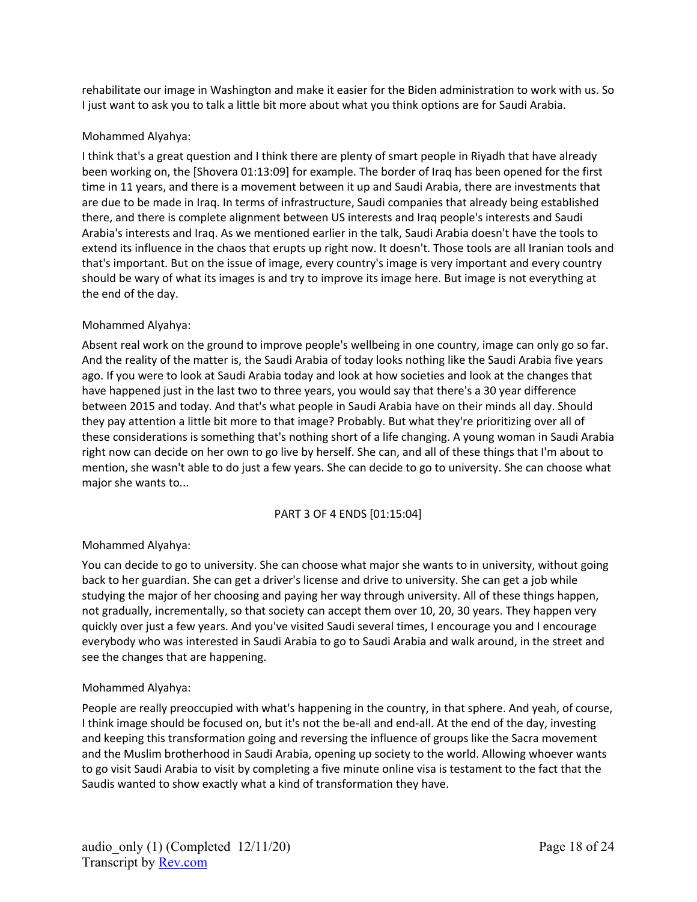rehabilitate our image in Washington and make it easier for the Biden administration to work with us. So I just want to ask you to talk a little bit more about what you think options are for Saudi Arabia.

Mohammed Alyahya:

I think that's a great question and I think there are plenty of smart people in Riyadh that have already been working on, the [Shovera 01:13:09] for example. The border of Iraq has been opened for the first time in 11 years, and there is a movement between it up and Saudi Arabia, there are investments that are due to be made in Iraq. In terms of infrastructure, Saudi companies that already being established there, and there is complete alignment between US interests and Iraq people's interests and Saudi Arabia's interests and Iraq. As we mentioned earlier in the talk, Saudi Arabia doesn't have the tools to extend its influence in the chaos that erupts up right now. It doesn't. Those tools are all Iranian tools and that's important. But on the issue of image, every country's image is very important and every country should be wary of what its images is and try to improve its image here. But image is not everything at the end of the day.

Mohammed Alyahya:

Absent real work on the ground to improve people's wellbeing in one country, image can only go so far. And the reality of the matter is, the Saudi Arabia of today looks nothing like the Saudi Arabia five years ago. If you were to look at Saudi Arabia today and look at how societies and look at the changes that have happened just in the last two to three years, you would say that there's a 30 year difference between 2015 and today. And that's what people in Saudi Arabia have on their minds all day. Should they pay attention a little bit more to that image? Probably. But what they're prioritizing over all of these considerations is something that's nothing short of a life changing. A young woman in Saudi Arabia right now can decide on her own to go live by herself. She can, and all of these things that I'm about to mention, she wasn't able to do just a few years. She can decide to go to university. She can choose what major she wants to...

PART 3 OF 4 ENDS [01:15:04]

Mohammed Alyahya:

You can decide to go to university. She can choose what major she wants to in university, without going back to her guardian. She can get a driver's license and drive to university. She can get a job while studying the major of her choosing and paying her way through university. All of these things happen, not gradually, incrementally, so that society can accept them over 10, 20, 30 years. They happen very quickly over just a few years. And you've visited Saudi several times, I encourage you and I encourage everybody who was interested in Saudi Arabia to go to Saudi Arabia and walk around, in the street and see the changes that are happening.

Mohammed Alyahya:

People are really preoccupied with what's happening in the country, in that sphere. And yeah, of course, I think image should be focused on, but it's not the be-all and end-all. At the end of the day, investing and keeping this transformation going and reversing the influence of groups like the Sacra movement and the Muslim brotherhood in Saudi Arabia, opening up society to the world. Allowing whoever wants to go visit Saudi Arabia to visit by completing a five minute online visa is testament to the fact that the Saudis wanted to show exactly what a kind of transformation they have.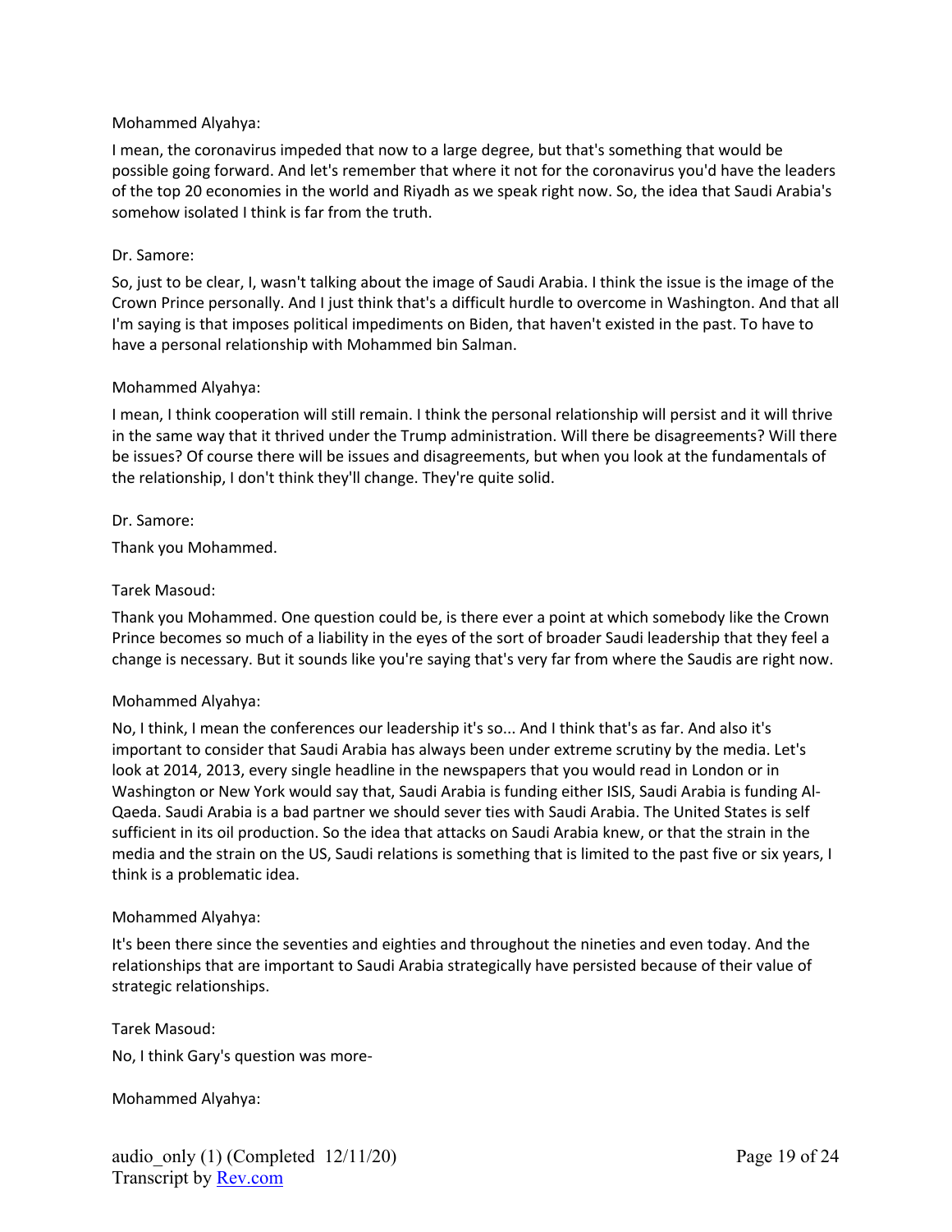Mohammed Alyahya:

I mean, the coronavirus impeded that now to a large degree, but that's something that would be possible going forward. And let's remember that where it not for the coronavirus you'd have the leaders of the top 20 economies in the world and Riyadh as we speak right now. So, the idea that Saudi Arabia's somehow isolated I think is far from the truth.

Dr. Samore:

So, just to be clear, I, wasn't talking about the image of Saudi Arabia. I think the issue is the image of the Crown Prince personally. And I just think that's a difficult hurdle to overcome in Washington. And that all I'm saying is that imposes political impediments on Biden, that haven't existed in the past. To have to have a personal relationship with Mohammed bin Salman.

Mohammed Alyahya:

I mean, I think cooperation will still remain. I think the personal relationship will persist and it will thrive in the same way that it thrived under the Trump administration. Will there be disagreements? Will there be issues? Of course there will be issues and disagreements, but when you look at the fundamentals of the relationship, I don't think they'll change. They're quite solid.

Dr. Samore:

Thank you Mohammed.

Tarek Masoud:

Thank you Mohammed. One question could be, is there ever a point at which somebody like the Crown Prince becomes so much of a liability in the eyes of the sort of broader Saudi leadership that they feel a change is necessary. But it sounds like you're saying that's very far from where the Saudis are right now.

Mohammed Alyahya:

No, I think, I mean the conferences our leadership it's so... And I think that's as far. And also it's important to consider that Saudi Arabia has always been under extreme scrutiny by the media. Let's look at 2014, 2013, every single headline in the newspapers that you would read in London or in Washington or New York would say that, Saudi Arabia is funding either ISIS, Saudi Arabia is funding Al-Qaeda. Saudi Arabia is a bad partner we should sever ties with Saudi Arabia. The United States is self sufficient in its oil production. So the idea that attacks on Saudi Arabia knew, or that the strain in the media and the strain on the US, Saudi relations is something that is limited to the past five or six years, I think is a problematic idea.

Mohammed Alyahya:

It's been there since the seventies and eighties and throughout the nineties and even today. And the relationships that are important to Saudi Arabia strategically have persisted because of their value of strategic relationships.

Tarek Masoud:

No, I think Gary's question was more-

Mohammed Alyahya: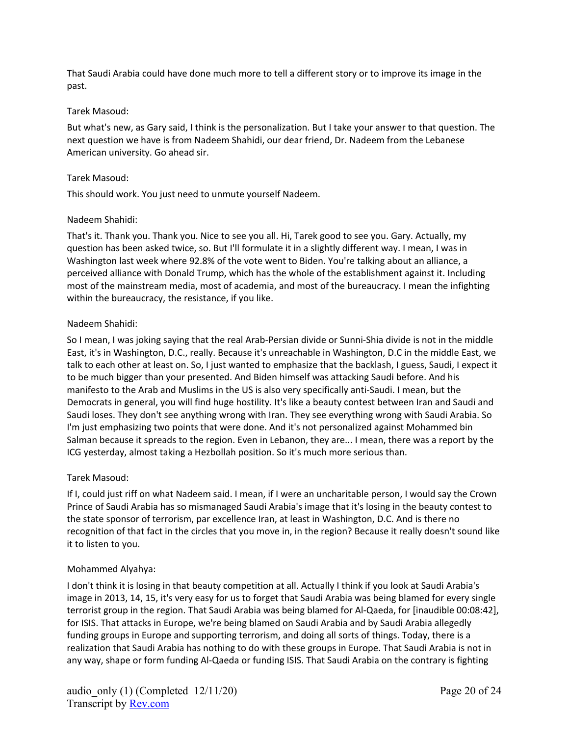That Saudi Arabia could have done much more to tell a different story or to improve its image in the past.

Tarek Masoud:

But what's new, as Gary said, I think is the personalization. But I take your answer to that question. The next question we have is from Nadeem Shahidi, our dear friend, Dr. Nadeem from the Lebanese American university. Go ahead sir.

Tarek Masoud:

This should work. You just need to unmute yourself Nadeem.

Nadeem Shahidi:

That's it. Thank you. Thank you. Nice to see you all. Hi, Tarek good to see you. Gary. Actually, my question has been asked twice, so. But I'll formulate it in a slightly different way. I mean, I was in Washington last week where 92.8% of the vote went to Biden. You're talking about an alliance, a perceived alliance with Donald Trump, which has the whole of the establishment against it. Including most of the mainstream media, most of academia, and most of the bureaucracy. I mean the infighting within the bureaucracy, the resistance, if you like.

Nadeem Shahidi:

So I mean, I was joking saying that the real Arab-Persian divide or Sunni-Shia divide is not in the middle East, it's in Washington, D.C., really. Because it's unreachable in Washington, D.C in the middle East, we talk to each other at least on. So, I just wanted to emphasize that the backlash, I guess, Saudi, I expect it to be much bigger than your presented. And Biden himself was attacking Saudi before. And his manifesto to the Arab and Muslims in the US is also very specifically anti-Saudi. I mean, but the Democrats in general, you will find huge hostility. It's like a beauty contest between Iran and Saudi and Saudi loses. They don't see anything wrong with Iran. They see everything wrong with Saudi Arabia. So I'm just emphasizing two points that were done. And it's not personalized against Mohammed bin Salman because it spreads to the region. Even in Lebanon, they are... I mean, there was a report by the ICG yesterday, almost taking a Hezbollah position. So it's much more serious than.

Tarek Masoud:

If I, could just riff on what Nadeem said. I mean, if I were an uncharitable person, I would say the Crown Prince of Saudi Arabia has so mismanaged Saudi Arabia's image that it's losing in the beauty contest to the state sponsor of terrorism, par excellence Iran, at least in Washington, D.C. And is there no recognition of that fact in the circles that you move in, in the region? Because it really doesn't sound like it to listen to you.

Mohammed Alyahya:

I don't think it is losing in that beauty competition at all. Actually I think if you look at Saudi Arabia's image in 2013, 14, 15, it's very easy for us to forget that Saudi Arabia was being blamed for every single terrorist group in the region. That Saudi Arabia was being blamed for Al-Qaeda, for [inaudible 00:08:42], for ISIS. That attacks in Europe, we're being blamed on Saudi Arabia and by Saudi Arabia allegedly funding groups in Europe and supporting terrorism, and doing all sorts of things. Today, there is a realization that Saudi Arabia has nothing to do with these groups in Europe. That Saudi Arabia is not in any way, shape or form funding Al-Qaeda or funding ISIS. That Saudi Arabia on the contrary is fighting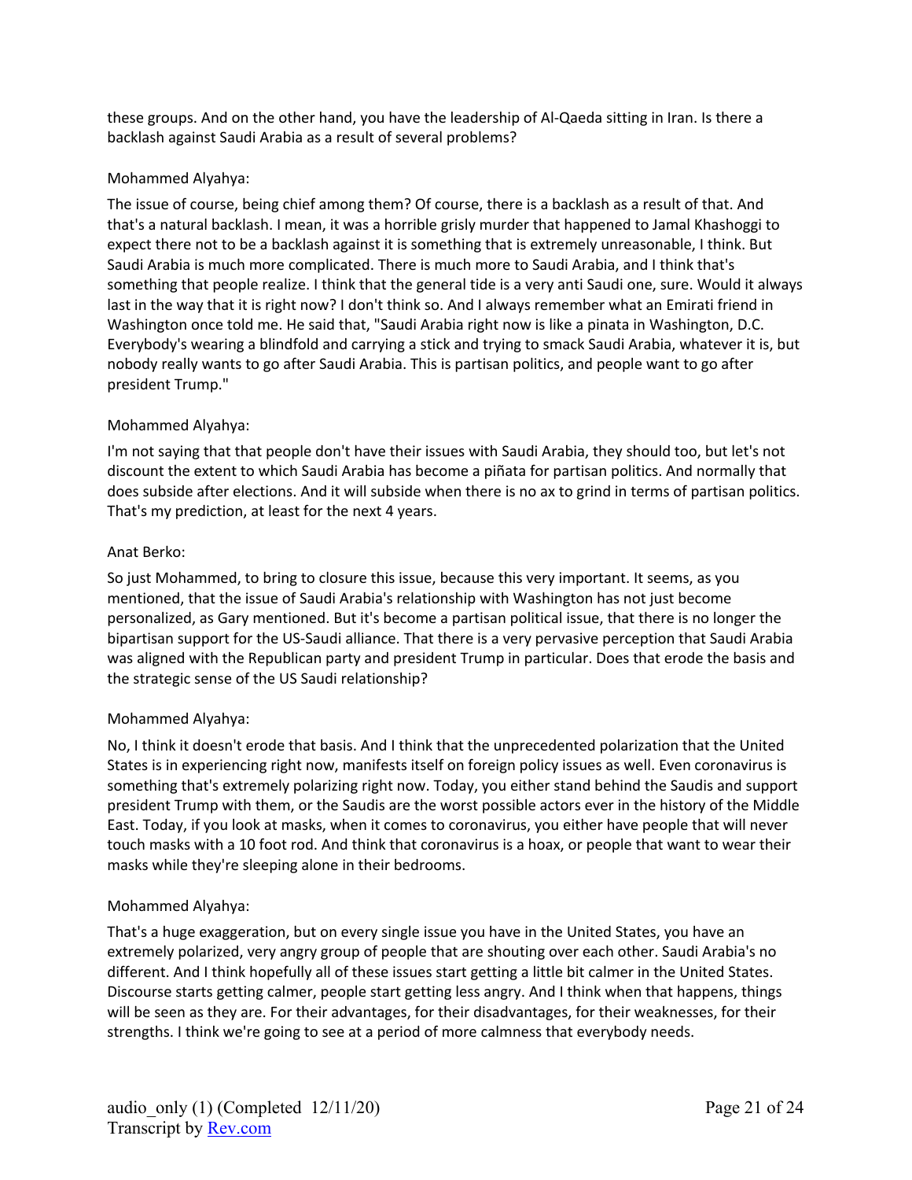these groups. And on the other hand, you have the leadership of Al-Qaeda sitting in Iran. Is there a backlash against Saudi Arabia as a result of several problems?

Mohammed Alyahya:

The issue of course, being chief among them? Of course, there is a backlash as a result of that. And that's a natural backlash. I mean, it was a horrible grisly murder that happened to Jamal Khashoggi to expect there not to be a backlash against it is something that is extremely unreasonable, I think. But Saudi Arabia is much more complicated. There is much more to Saudi Arabia, and I think that's something that people realize. I think that the general tide is a very anti Saudi one, sure. Would it always last in the way that it is right now? I don't think so. And I always remember what an Emirati friend in Washington once told me. He said that, "Saudi Arabia right now is like a pinata in Washington, D.C. Everybody's wearing a blindfold and carrying a stick and trying to smack Saudi Arabia, whatever it is, but nobody really wants to go after Saudi Arabia. This is partisan politics, and people want to go after president Trump."

Mohammed Alyahya:

I'm not saying that that people don't have their issues with Saudi Arabia, they should too, but let's not discount the extent to which Saudi Arabia has become a piñata for partisan politics. And normally that does subside after elections. And it will subside when there is no ax to grind in terms of partisan politics. That's my prediction, at least for the next 4 years.

Anat Berko:

So just Mohammed, to bring to closure this issue, because this very important. It seems, as you mentioned, that the issue of Saudi Arabia's relationship with Washington has not just become personalized, as Gary mentioned. But it's become a partisan political issue, that there is no longer the bipartisan support for the US-Saudi alliance. That there is a very pervasive perception that Saudi Arabia was aligned with the Republican party and president Trump in particular. Does that erode the basis and the strategic sense of the US Saudi relationship?

Mohammed Alyahya:

No, I think it doesn't erode that basis. And I think that the unprecedented polarization that the United States is in experiencing right now, manifests itself on foreign policy issues as well. Even coronavirus is something that's extremely polarizing right now. Today, you either stand behind the Saudis and support president Trump with them, or the Saudis are the worst possible actors ever in the history of the Middle East. Today, if you look at masks, when it comes to coronavirus, you either have people that will never touch masks with a 10 foot rod. And think that coronavirus is a hoax, or people that want to wear their masks while they're sleeping alone in their bedrooms.

Mohammed Alyahya:

That's a huge exaggeration, but on every single issue you have in the United States, you have an extremely polarized, very angry group of people that are shouting over each other. Saudi Arabia's no different. And I think hopefully all of these issues start getting a little bit calmer in the United States. Discourse starts getting calmer, people start getting less angry. And I think when that happens, things will be seen as they are. For their advantages, for their disadvantages, for their weaknesses, for their strengths. I think we're going to see at a period of more calmness that everybody needs.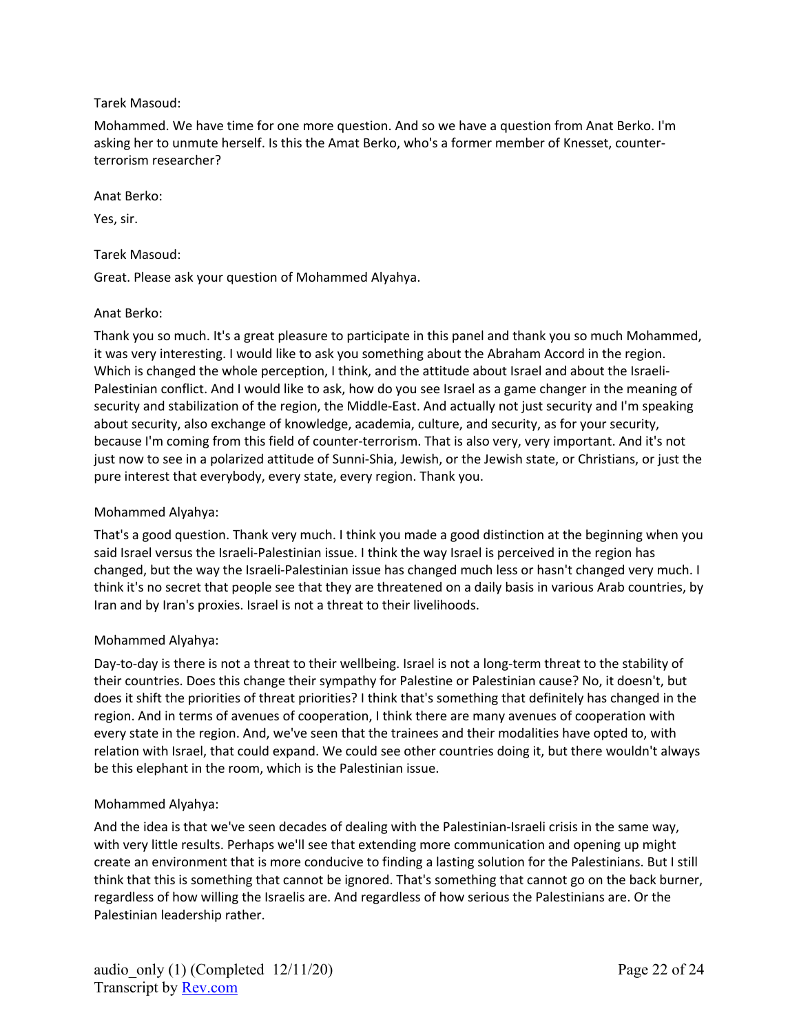Tarek Masoud:

Mohammed. We have time for one more question. And so we have a question from Anat Berko. I'm asking her to unmute herself. Is this the Amat Berko, who's a former member of Knesset, counter-terrorism researcher?

Anat Berko:

Yes, sir.

Tarek Masoud:

Great. Please ask your question of Mohammed Alyahya.

Anat Berko:

Thank you so much. It's a great pleasure to participate in this panel and thank you so much Mohammed, it was very interesting. I would like to ask you something about the Abraham Accord in the region. Which is changed the whole perception, I think, and the attitude about Israel and about the Israeli-Palestinian conflict. And I would like to ask, how do you see Israel as a game changer in the meaning of security and stabilization of the region, the Middle-East. And actually not just security and I'm speaking about security, also exchange of knowledge, academia, culture, and security, as for your security, because I'm coming from this field of counter-terrorism. That is also very, very important. And it's not just now to see in a polarized attitude of Sunni-Shia, Jewish, or the Jewish state, or Christians, or just the pure interest that everybody, every state, every region. Thank you.

Mohammed Alyahya:

That's a good question. Thank very much. I think you made a good distinction at the beginning when you said Israel versus the Israeli-Palestinian issue. I think the way Israel is perceived in the region has changed, but the way the Israeli-Palestinian issue has changed much less or hasn't changed very much. I think it's no secret that people see that they are threatened on a daily basis in various Arab countries, by Iran and by Iran's proxies. Israel is not a threat to their livelihoods.

Mohammed Alyahya:

Day-to-day is there is not a threat to their wellbeing. Israel is not a long-term threat to the stability of their countries. Does this change their sympathy for Palestine or Palestinian cause? No, it doesn't, but does it shift the priorities of threat priorities? I think that's something that definitely has changed in the region. And in terms of avenues of cooperation, I think there are many avenues of cooperation with every state in the region. And, we've seen that the trainees and their modalities have opted to, with relation with Israel, that could expand. We could see other countries doing it, but there wouldn't always be this elephant in the room, which is the Palestinian issue.

Mohammed Alyahya:

And the idea is that we've seen decades of dealing with the Palestinian-Israeli crisis in the same way, with very little results. Perhaps we'll see that extending more communication and opening up might create an environment that is more conducive to finding a lasting solution for the Palestinians. But I still think that this is something that cannot be ignored. That's something that cannot go on the back burner, regardless of how willing the Israelis are. And regardless of how serious the Palestinians are. Or the Palestinian leadership rather.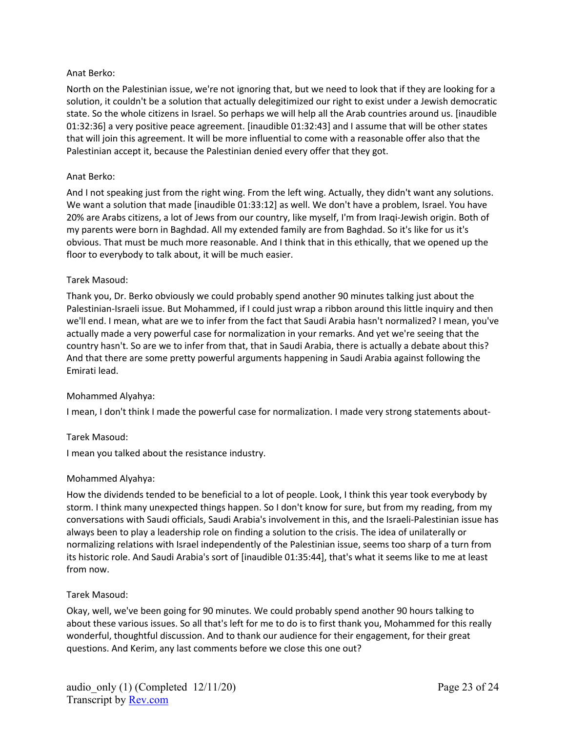Anat Berko:

North on the Palestinian issue, we're not ignoring that, but we need to look that if they are looking for a solution, it couldn't be a solution that actually delegitimized our right to exist under a Jewish democratic state. So the whole citizens in Israel. So perhaps we will help all the Arab countries around us. [inaudible 01:32:36] a very positive peace agreement. [inaudible 01:32:43] and I assume that will be other states that will join this agreement. It will be more influential to come with a reasonable offer also that the Palestinian accept it, because the Palestinian denied every offer that they got.

Anat Berko:

And I not speaking just from the right wing. From the left wing. Actually, they didn't want any solutions. We want a solution that made [inaudible 01:33:12] as well. We don't have a problem, Israel. You have 20% are Arabs citizens, a lot of Jews from our country, like myself, I'm from Iraqi-Jewish origin. Both of my parents were born in Baghdad. All my extended family are from Baghdad. So it's like for us it's obvious. That must be much more reasonable. And I think that in this ethically, that we opened up the floor to everybody to talk about, it will be much easier.

Tarek Masoud:

Thank you, Dr. Berko obviously we could probably spend another 90 minutes talking just about the Palestinian-Israeli issue. But Mohammed, if I could just wrap a ribbon around this little inquiry and then we'll end. I mean, what are we to infer from the fact that Saudi Arabia hasn't normalized? I mean, you've actually made a very powerful case for normalization in your remarks. And yet we're seeing that the country hasn't. So are we to infer from that, that in Saudi Arabia, there is actually a debate about this? And that there are some pretty powerful arguments happening in Saudi Arabia against following the Emirati lead.

Mohammed Alyahya:

I mean, I don't think I made the powerful case for normalization. I made very strong statements about-

Tarek Masoud:

I mean you talked about the resistance industry.

Mohammed Alyahya:

How the dividends tended to be beneficial to a lot of people. Look, I think this year took everybody by storm. I think many unexpected things happen. So I don't know for sure, but from my reading, from my conversations with Saudi officials, Saudi Arabia's involvement in this, and the Israeli-Palestinian issue has always been to play a leadership role on finding a solution to the crisis. The idea of unilaterally or normalizing relations with Israel independently of the Palestinian issue, seems too sharp of a turn from its historic role. And Saudi Arabia's sort of [inaudible 01:35:44], that's what it seems like to me at least from now.

Tarek Masoud:

Okay, well, we've been going for 90 minutes. We could probably spend another 90 hours talking to about these various issues. So all that's left for me to do is to first thank you, Mohammed for this really wonderful, thoughtful discussion. And to thank our audience for their engagement, for their great questions. And Kerim, any last comments before we close this one out?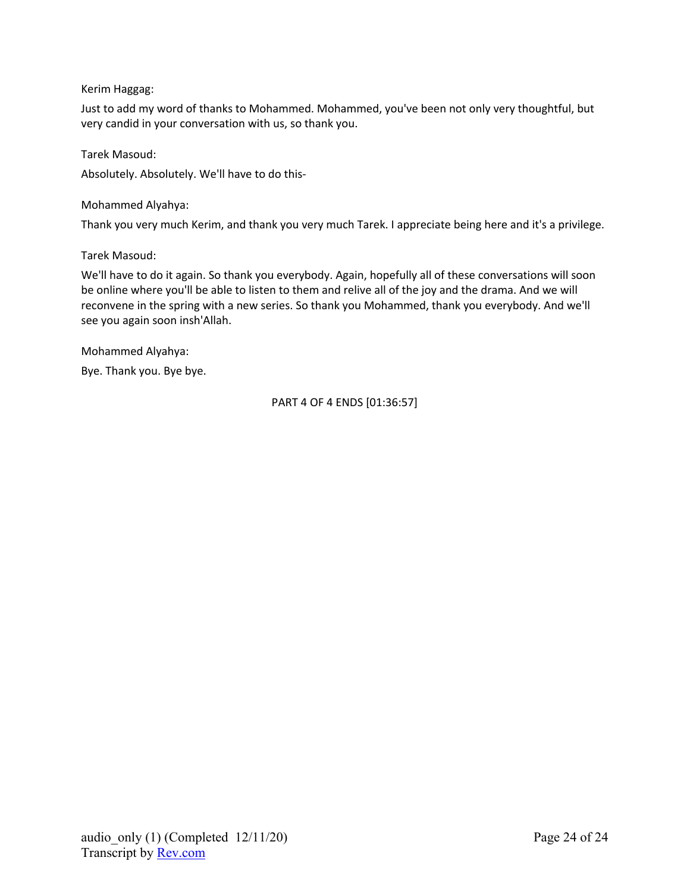Kerim Haggag:

Just to add my word of thanks to Mohammed. Mohammed, you've been not only very thoughtful, but very candid in your conversation with us, so thank you.

Tarek Masoud:

Absolutely. Absolutely. We'll have to do this-

Mohammed Alyahya:

Thank you very much Kerim, and thank you very much Tarek. I appreciate being here and it's a privilege.

Tarek Masoud:

We'll have to do it again. So thank you everybody. Again, hopefully all of these conversations will soon be online where you'll be able to listen to them and relive all of the joy and the drama. And we will reconvene in the spring with a new series. So thank you Mohammed, thank you everybody. And we'll see you again soon insh'Allah.

Mohammed Alyahya:

Bye. Thank you. Bye bye.

PART 4 OF 4 ENDS [01:36:57]